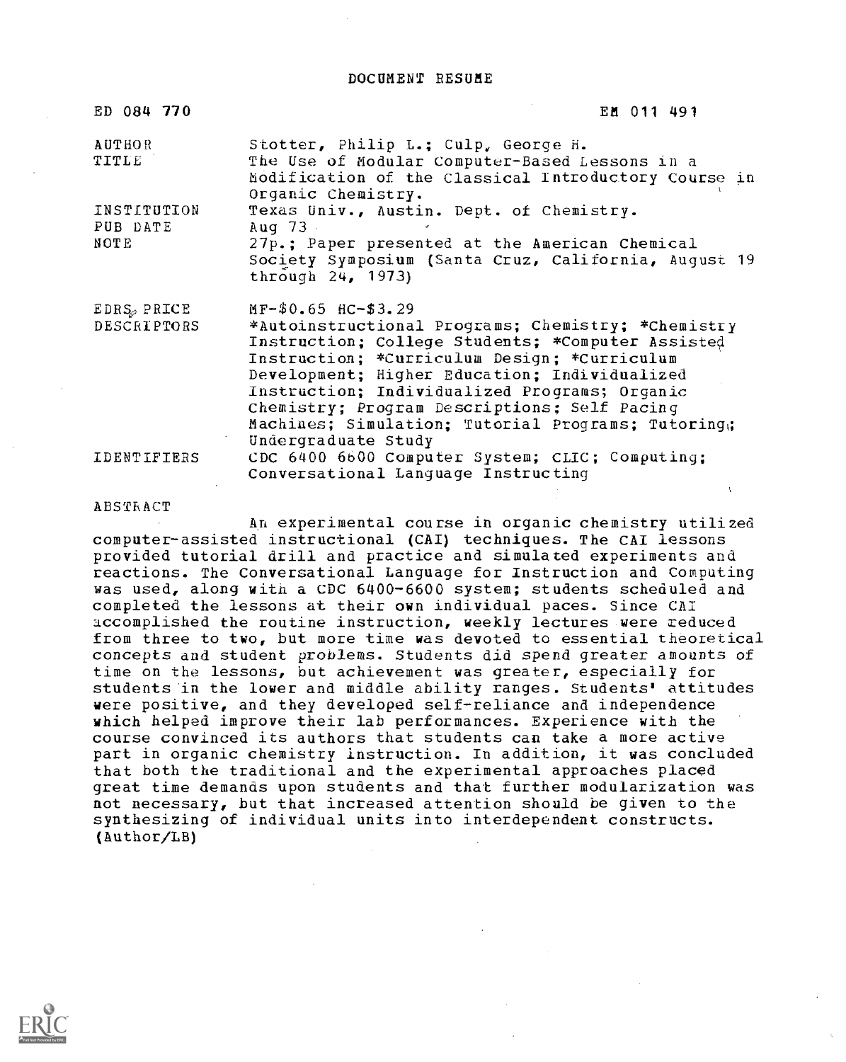# DOCUMENT RESUME

| | |
|---|---|
| ED 084 770 | EM 011 491 |
| AUTHOR | Stotter, Philip L.; Culp, George H. |
| TITLE | The Use of Modular Computer-Based Lessons in a Modification of the Classical Introductory Course in Organic Chemistry. |
| INSTITUTION | Texas Univ., Austin. Dept. of Chemistry. |
| PUB DATE | Aug 73 |
| NOTE | 27p.; Paper presented at the American Chemical Society Symposium (Santa Cruz, California, August 19 through 24, 1973) |
| EDRS PRICE | MF-$0.65 HC-$3.29 |
| DESCRIPTORS | *Autoinstructional Programs; Chemistry; *Chemistry Instruction; College Students; *Computer Assisted Instruction; *Curriculum Design; *Curriculum Development; Higher Education; Individualized Instruction; Individualized Programs; Organic Chemistry; Program Descriptions; Self Pacing Machines; Simulation; Tutorial Programs; Tutoring; Undergraduate Study |
| IDENTIFIERS | CDC 6400 6600 Computer System; CLIC; Computing; Conversational Language Instructing |

## ABSTRACT

An experimental course in organic chemistry utilized computer-assisted instructional (CAI) techniques. The CAI lessons provided tutorial drill and practice and simulated experiments and reactions. The Conversational Language for Instruction and Computing was used, along with a CDC 6400-6600 system; students scheduled and completed the lessons at their own individual paces. Since CAI accomplished the routine instruction, weekly lectures were reduced from three to two, but more time was devoted to essential theoretical concepts and student problems. Students did spend greater amounts of time on the lessons, but achievement was greater, especially for students in the lower and middle ability ranges. Students' attitudes were positive, and they developed self-reliance and independence which helped improve their lab performances. Experience with the course convinced its authors that students can take a more active part in organic chemistry instruction. In addition, it was concluded that both the traditional and the experimental approaches placed great time demands upon students and that further modularization was not necessary, but that increased attention should be given to the synthesizing of individual units into interdependent constructs. (Author/LB)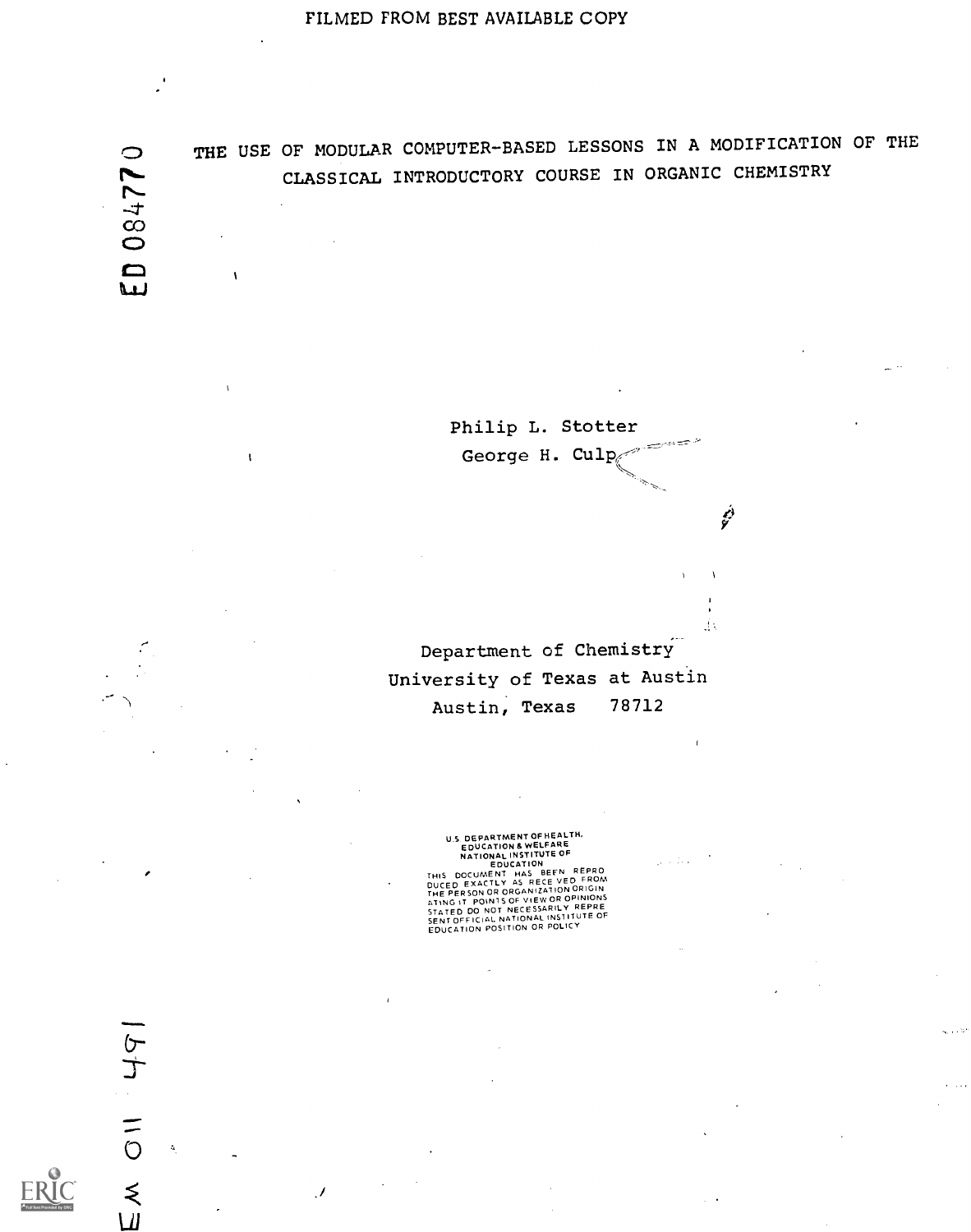FILMED FROM BEST AVAILABLE COPY

ED 084770

# THE USE OF MODULAR COMPUTER-BASED LESSONS IN A MODIFICATION OF THE CLASSICAL INTRODUCTORY COURSE IN ORGANIC CHEMISTRY

Philip L. Stotter

George H. Culp

Department of Chemistry
University of Texas at Austin
Austin, Texas 78712

U.S. DEPARTMENT OF HEALTH, EDUCATION & WELFARE
NATIONAL INSTITUTE OF EDUCATION
THIS DOCUMENT HAS BEEN REPRODUCED EXACTLY AS RECEIVED FROM THE PERSON OR ORGANIZATION ORIGINATING IT. POINTS OF VIEW OR OPINIONS STATED DO NOT NECESSARILY REPRESENT OFFICIAL NATIONAL INSTITUTE OF EDUCATION POSITION OR POLICY

EM 011 491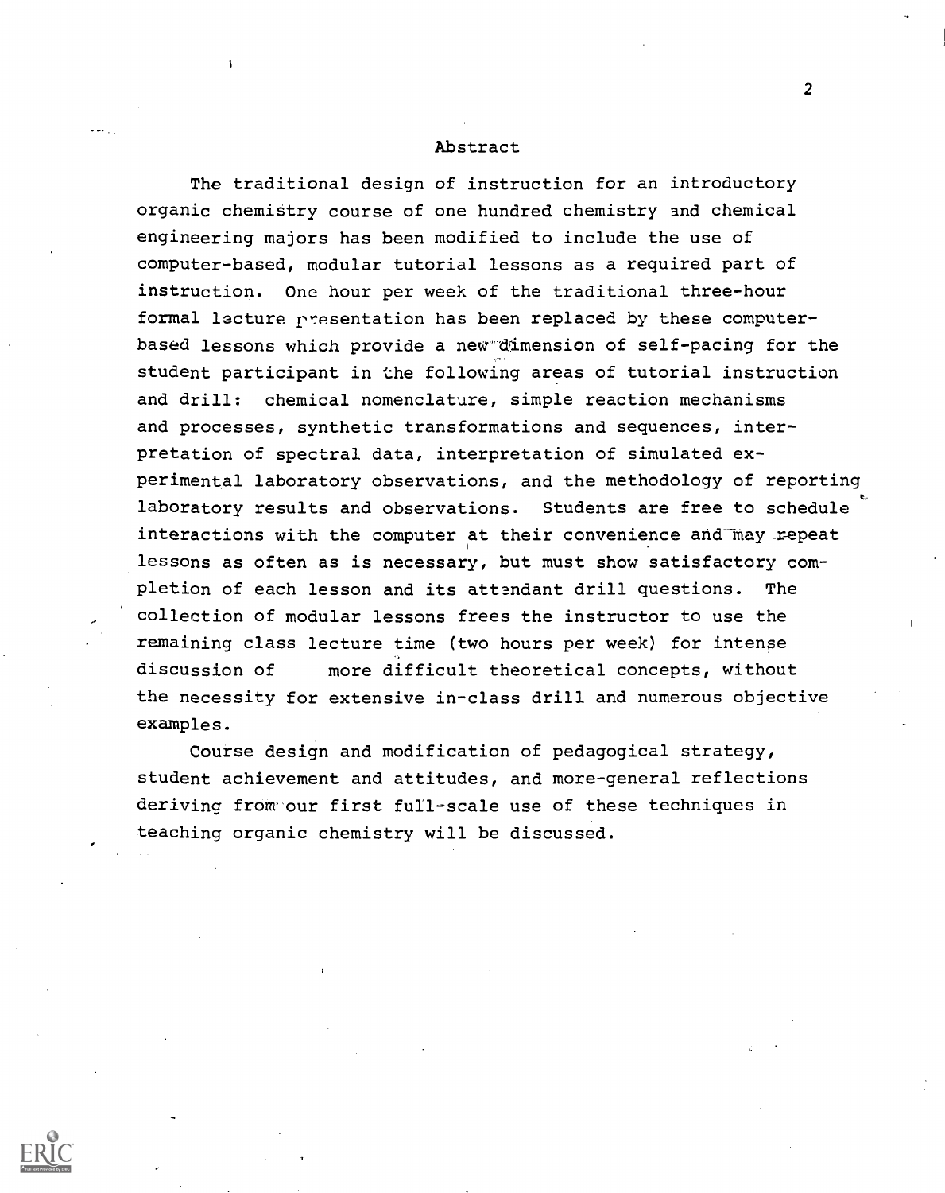## Abstract

The traditional design of instruction for an introductory organic chemistry course of one hundred chemistry and chemical engineering majors has been modified to include the use of computer-based, modular tutorial lessons as a required part of instruction. One hour per week of the traditional three-hour formal lecture presentation has been replaced by these computer-based lessons which provide a new dimension of self-pacing for the student participant in the following areas of tutorial instruction and drill: chemical nomenclature, simple reaction mechanisms and processes, synthetic transformations and sequences, interpretation of spectral data, interpretation of simulated experimental laboratory observations, and the methodology of reporting laboratory results and observations. Students are free to schedule interactions with the computer at their convenience and may repeat lessons as often as is necessary, but must show satisfactory completion of each lesson and its attendant drill questions. The collection of modular lessons frees the instructor to use the remaining class lecture time (two hours per week) for intense discussion of more difficult theoretical concepts, without the necessity for extensive in-class drill and numerous objective examples.

Course design and modification of pedagogical strategy, student achievement and attitudes, and more-general reflections deriving from our first full-scale use of these techniques in teaching organic chemistry will be discussed.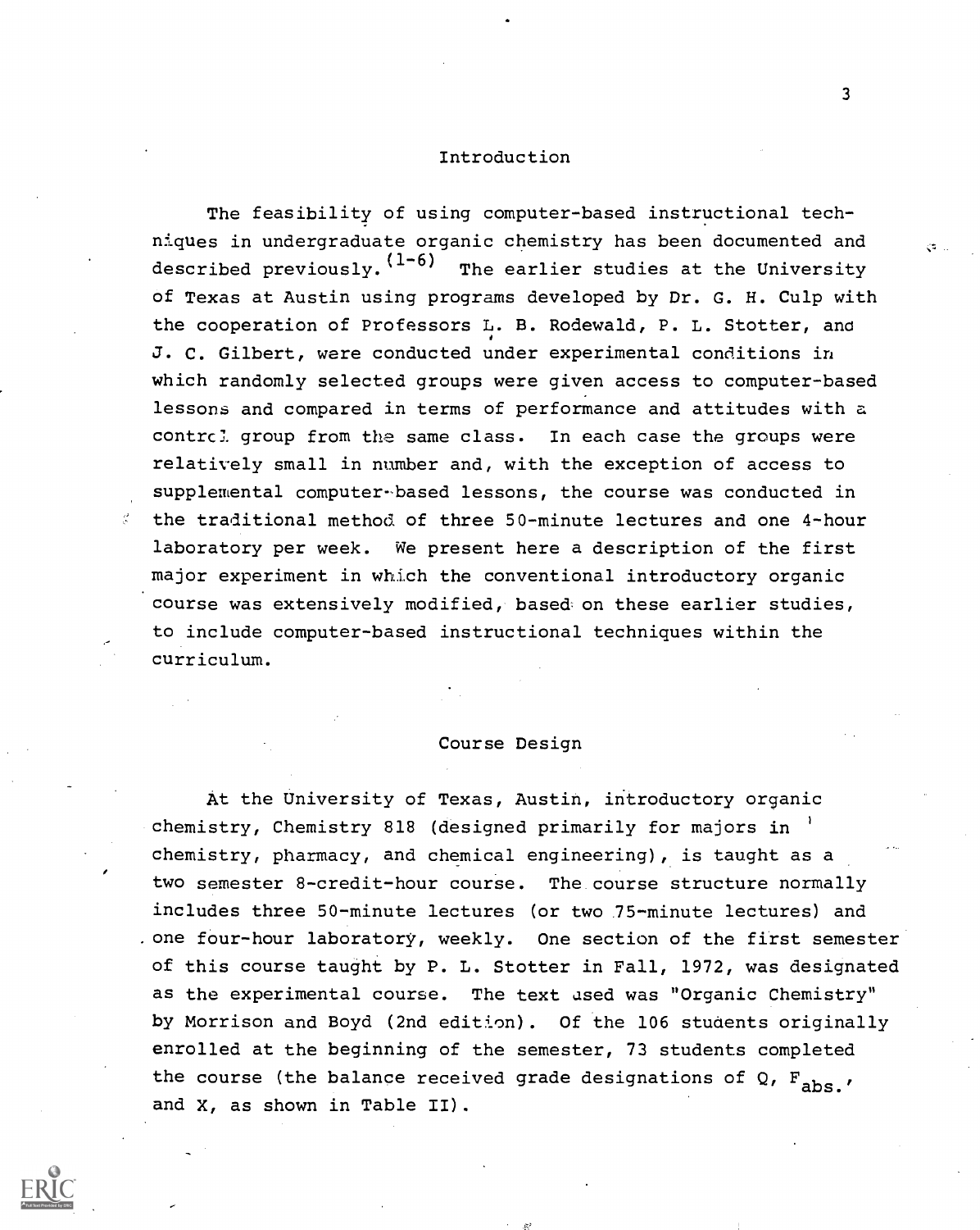## Introduction

The feasibility of using computer-based instructional techniques in undergraduate organic chemistry has been documented and described previously.[1-6] The earlier studies at the University of Texas at Austin using programs developed by Dr. G. H. Culp with the cooperation of Professors L. B. Rodewald, P. L. Stotter, and J. C. Gilbert, were conducted under experimental conditions in which randomly selected groups were given access to computer-based lessons and compared in terms of performance and attitudes with a control group from the same class. In each case the groups were relatively small in number and, with the exception of access to supplemental computer-based lessons, the course was conducted in the traditional method of three 50-minute lectures and one 4-hour laboratory per week. We present here a description of the first major experiment in which the conventional introductory organic course was extensively modified, based on these earlier studies, to include computer-based instructional techniques within the curriculum.

## Course Design

At the University of Texas, Austin, introductory organic chemistry, Chemistry 818 (designed primarily for majors in chemistry, pharmacy, and chemical engineering), is taught as a two semester 8-credit-hour course. The course structure normally includes three 50-minute lectures (or two 75-minute lectures) and one four-hour laboratory, weekly. One section of the first semester of this course taught by P. L. Stotter in Fall, 1972, was designated as the experimental course. The text used was "Organic Chemistry" by Morrison and Boyd (2nd edition). Of the 106 students originally enrolled at the beginning of the semester, 73 students completed the course (the balance received grade designations of Q, $F_{abs.}$, and X, as shown in Table II).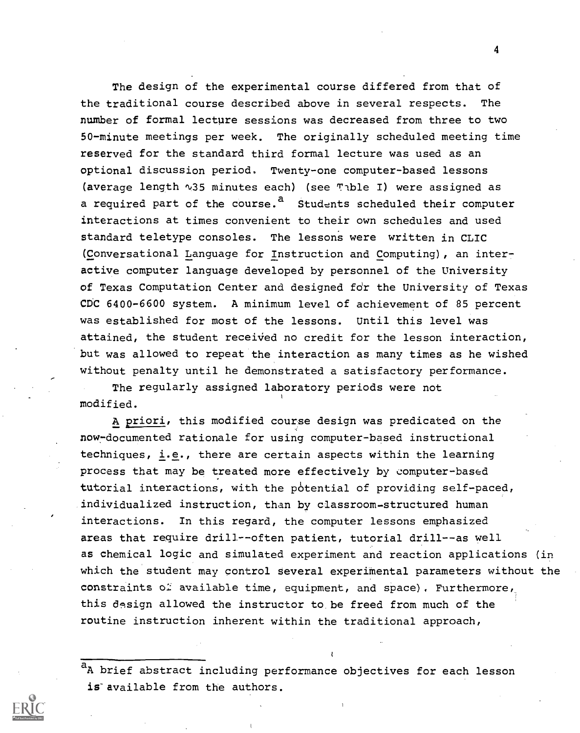The design of the experimental course differed from that of the traditional course described above in several respects. The number of formal lecture sessions was decreased from three to two 50-minute meetings per week. The originally scheduled meeting time reserved for the standard third formal lecture was used as an optional discussion period. Twenty-one computer-based lessons (average length ~35 minutes each) (see Table I) were assigned as a required part of the course.[a] Students scheduled their computer interactions at times convenient to their own schedules and used standard teletype consoles. The lessons were written in CLIC (Conversational Language for Instruction and Computing), an interactive computer language developed by personnel of the University of Texas Computation Center and designed for the University of Texas CDC 6400-6600 system. A minimum level of achievement of 85 percent was established for most of the lessons. Until this level was attained, the student received no credit for the lesson interaction, but was allowed to repeat the interaction as many times as he wished without penalty until he demonstrated a satisfactory performance.

The regularly assigned laboratory periods were not modified.

*A priori*, this modified course design was predicated on the now-documented rationale for using computer-based instructional techniques, *i.e.*, there are certain aspects within the learning process that may be treated more effectively by computer-based tutorial interactions, with the potential of providing self-paced, individualized instruction, than by classroom-structured human interactions. In this regard, the computer lessons emphasized areas that require drill--often patient, tutorial drill--as well as chemical logic and simulated experiment and reaction applications (in which the student may control several experimental parameters without the constraints of available time, equipment, and space). Furthermore, this design allowed the instructor to be freed from much of the routine instruction inherent within the traditional approach,

---

[a] A brief abstract including performance objectives for each lesson is available from the authors.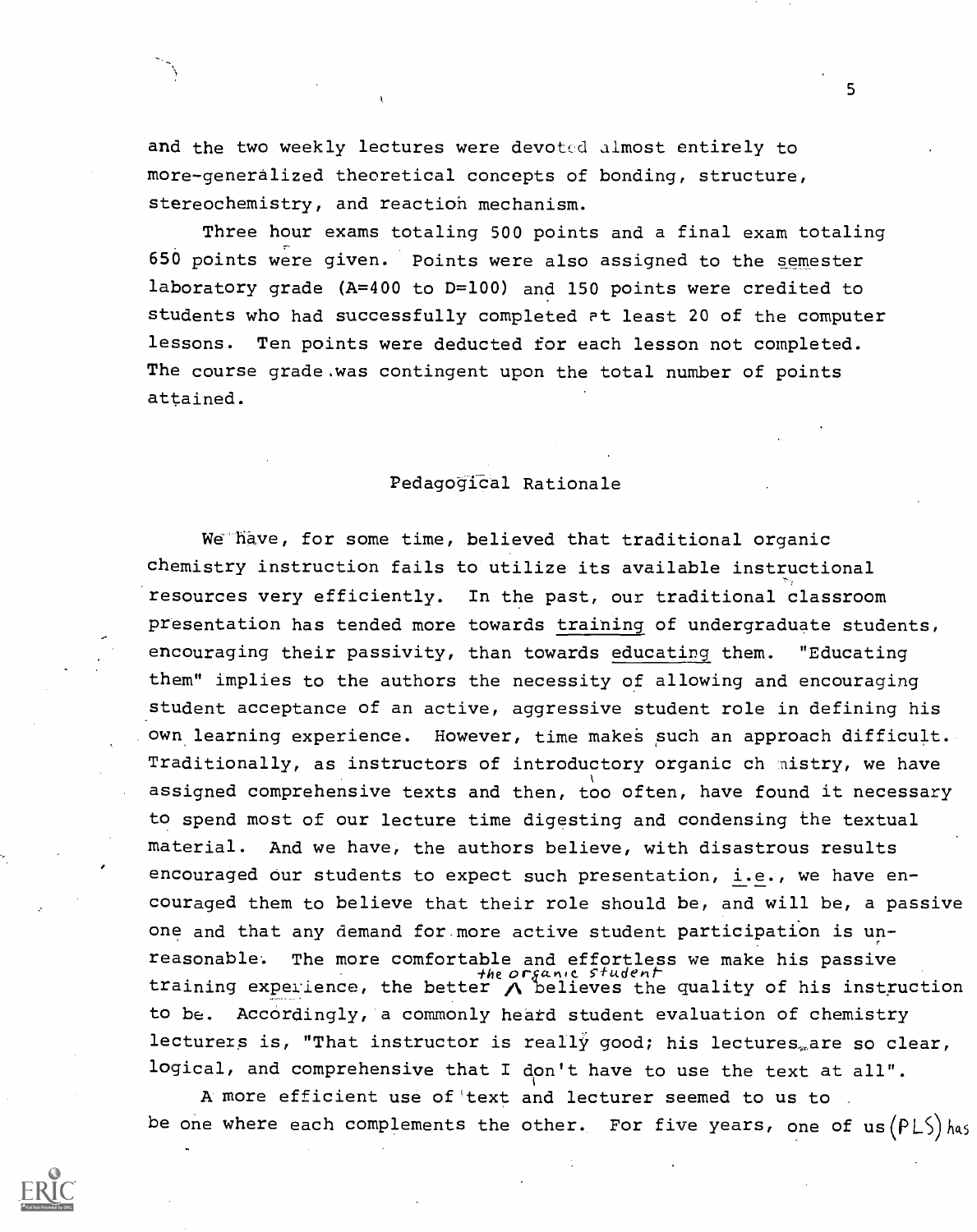and the two weekly lectures were devoted almost entirely to more-generalized theoretical concepts of bonding, structure, stereochemistry, and reaction mechanism.

Three hour exams totaling 500 points and a final exam totaling 650 points were given. Points were also assigned to the semester laboratory grade (A=400 to D=100) and 150 points were credited to students who had successfully completed at least 20 of the computer lessons. Ten points were deducted for each lesson not completed. The course grade was contingent upon the total number of points attained.

## Pedagogical Rationale

We have, for some time, believed that traditional organic chemistry instruction fails to utilize its available instructional resources very efficiently. In the past, our traditional classroom presentation has tended more towards training of undergraduate students, encouraging their passivity, than towards educating them. "Educating them" implies to the authors the necessity of allowing and encouraging student acceptance of an active, aggressive student role in defining his own learning experience. However, time makes such an approach difficult. Traditionally, as instructors of introductory organic chemistry, we have assigned comprehensive texts and then, too often, have found it necessary to spend most of our lecture time digesting and condensing the textual material. And we have, the authors believe, with disastrous results encouraged our students to expect such presentation, i.e., we have encouraged them to believe that their role should be, and will be, a passive one and that any demand for more active student participation is unreasonable. The more comfortable and effortless we make his passive training experience, the better the organic student believes the quality of his instruction to be. Accordingly, a commonly heard student evaluation of chemistry lecturers is, "That instructor is really good; his lectures are so clear, logical, and comprehensive that I don't have to use the text at all".

A more efficient use of text and lecturer seemed to us to be one where each complements the other. For five years, one of us (PLS) has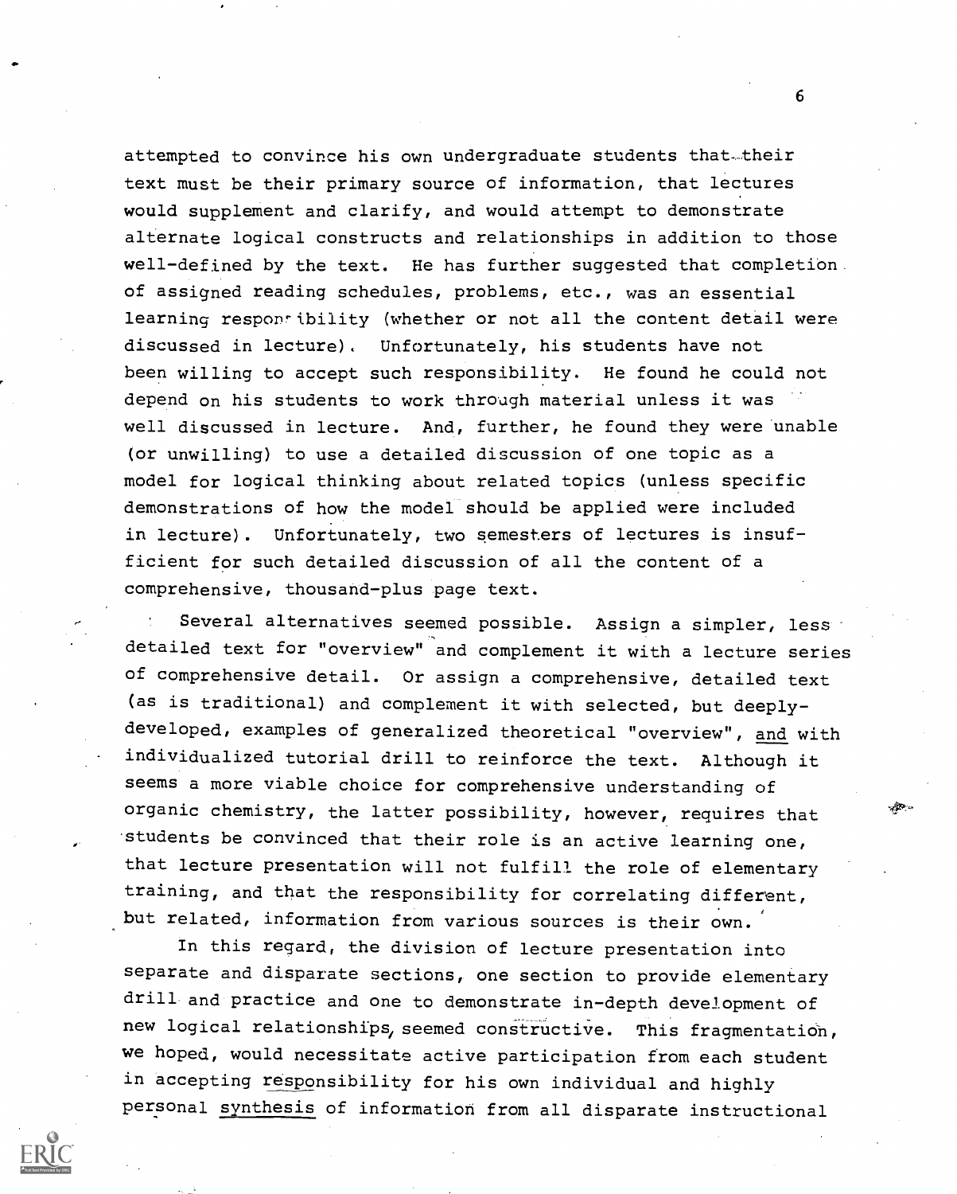attempted to convince his own undergraduate students that their text must be their primary source of information, that lectures would supplement and clarify, and would attempt to demonstrate alternate logical constructs and relationships in addition to those well-defined by the text. He has further suggested that completion of assigned reading schedules, problems, etc., was an essential learning responsibility (whether or not all the content detail were discussed in lecture). Unfortunately, his students have not been willing to accept such responsibility. He found he could not depend on his students to work through material unless it was well discussed in lecture. And, further, he found they were unable (or unwilling) to use a detailed discussion of one topic as a model for logical thinking about related topics (unless specific demonstrations of how the model should be applied were included in lecture). Unfortunately, two semesters of lectures is insufficient for such detailed discussion of all the content of a comprehensive, thousand-plus page text.

Several alternatives seemed possible. Assign a simpler, less detailed text for "overview" and complement it with a lecture series of comprehensive detail. Or assign a comprehensive, detailed text (as is traditional) and complement it with selected, but deeply-developed, examples of generalized theoretical "overview", and with individualized tutorial drill to reinforce the text. Although it seems a more viable choice for comprehensive understanding of organic chemistry, the latter possibility, however, requires that students be convinced that their role is an active learning one, that lecture presentation will not fulfill the role of elementary training, and that the responsibility for correlating different, but related, information from various sources is their own.

In this regard, the division of lecture presentation into separate and disparate sections, one section to provide elementary drill and practice and one to demonstrate in-depth development of new logical relationships, seemed constructive. This fragmentation, we hoped, would necessitate active participation from each student in accepting responsibility for his own individual and highly personal synthesis of information from all disparate instructional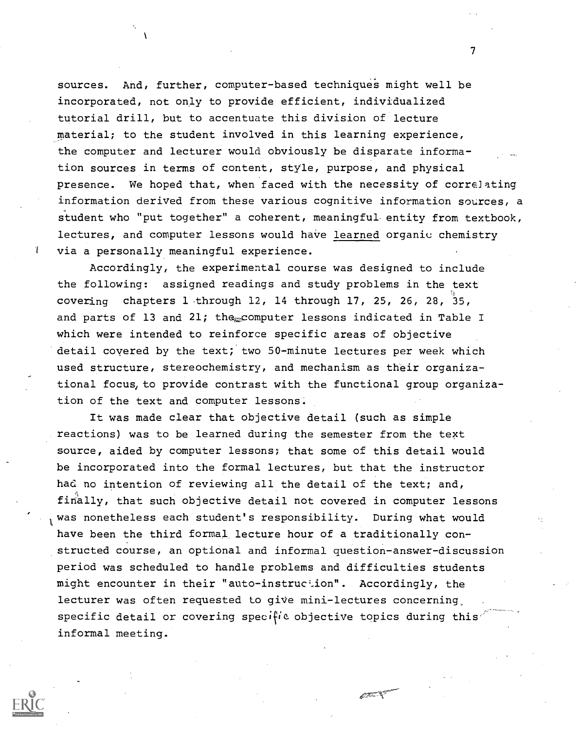sources. And, further, computer-based techniques might well be incorporated, not only to provide efficient, individualized tutorial drill, but to accentuate this division of lecture material; to the student involved in this learning experience, the computer and lecturer would obviously be disparate information sources in terms of content, style, purpose, and physical presence. We hoped that, when faced with the necessity of correlating information derived from these various cognitive information sources, a student who "put together" a coherent, meaningful entity from textbook, lectures, and computer lessons would have learned organic chemistry via a personally meaningful experience.

Accordingly, the experimental course was designed to include the following: assigned readings and study problems in the text covering chapters 1 through 12, 14 through 17, 25, 26, 28, 35, and parts of 13 and 21; the computer lessons indicated in Table I which were intended to reinforce specific areas of objective detail covered by the text; two 50-minute lectures per week which used structure, stereochemistry, and mechanism as their organizational focus, to provide contrast with the functional group organization of the text and computer lessons.

It was made clear that objective detail (such as simple reactions) was to be learned during the semester from the text source, aided by computer lessons; that some of this detail would be incorporated into the formal lectures, but that the instructor had no intention of reviewing all the detail of the text; and, finally, that such objective detail not covered in computer lessons was nonetheless each student's responsibility. During what would have been the third formal lecture hour of a traditionally constructed course, an optional and informal question-answer-discussion period was scheduled to handle problems and difficulties students might encounter in their "auto-instruction". Accordingly, the lecturer was often requested to give mini-lectures concerning specific detail or covering specific objective topics during this informal meeting.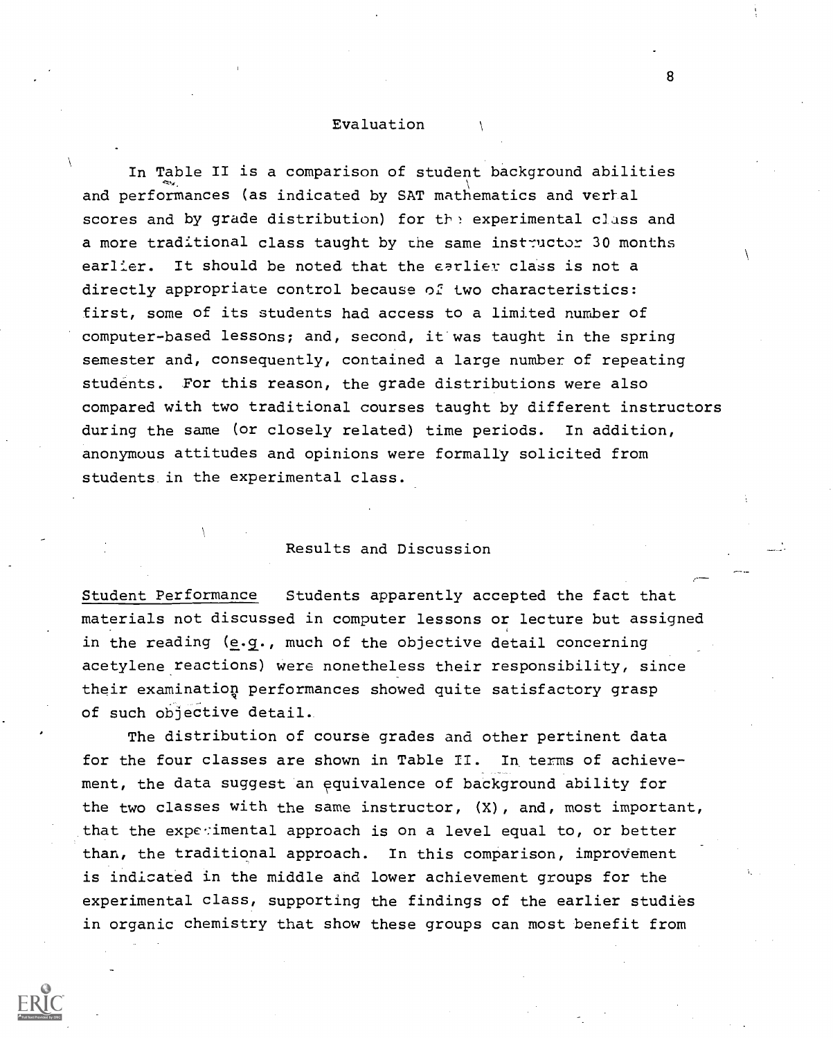## Evaluation

In Table II is a comparison of student background abilities and performances (as indicated by SAT mathematics and verbal scores and by grade distribution) for the experimental class and a more traditional class taught by the same instructor 30 months earlier. It should be noted that the earlier class is not a directly appropriate control because of two characteristics: first, some of its students had access to a limited number of computer-based lessons; and, second, it was taught in the spring semester and, consequently, contained a large number of repeating students. For this reason, the grade distributions were also compared with two traditional courses taught by different instructors during the same (or closely related) time periods. In addition, anonymous attitudes and opinions were formally solicited from students in the experimental class.

## Results and Discussion

Student Performance Students apparently accepted the fact that materials not discussed in computer lessons or lecture but assigned in the reading (e.g., much of the objective detail concerning acetylene reactions) were nonetheless their responsibility, since their examination performances showed quite satisfactory grasp of such objective detail.

The distribution of course grades and other pertinent data for the four classes are shown in Table II. In terms of achievement, the data suggest an equivalence of background ability for the two classes with the same instructor, (X), and, most important, that the experimental approach is on a level equal to, or better than, the traditional approach. In this comparison, improvement is indicated in the middle and lower achievement groups for the experimental class, supporting the findings of the earlier studies in organic chemistry that show these groups can most benefit from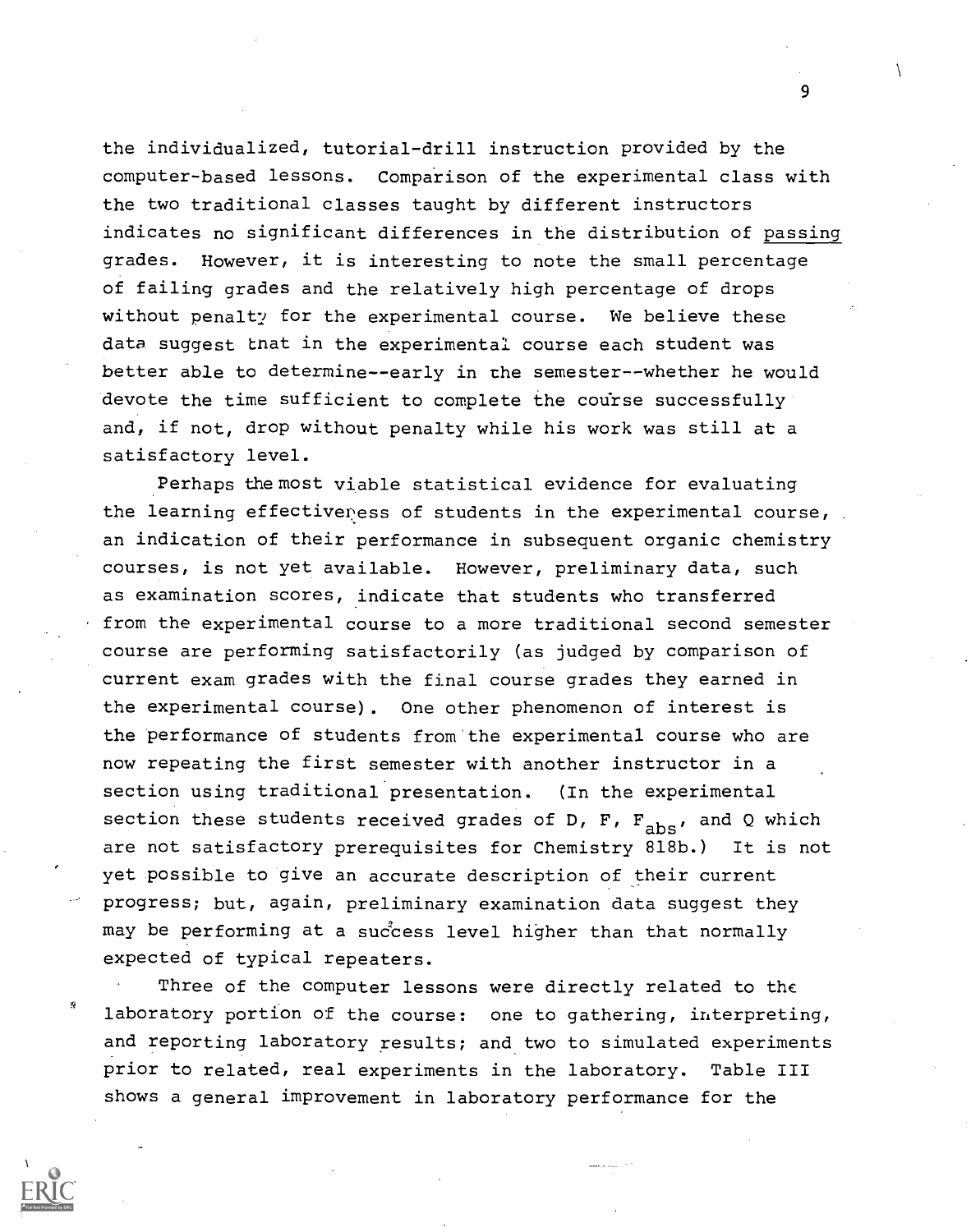the individualized, tutorial-drill instruction provided by the computer-based lessons. Comparison of the experimental class with the two traditional classes taught by different instructors indicates no significant differences in the distribution of passing grades. However, it is interesting to note the small percentage of failing grades and the relatively high percentage of drops without penalty for the experimental course. We believe these data suggest that in the experimental course each student was better able to determine--early in the semester--whether he would devote the time sufficient to complete the course successfully and, if not, drop without penalty while his work was still at a satisfactory level.

Perhaps the most viable statistical evidence for evaluating the learning effectiveness of students in the experimental course, an indication of their performance in subsequent organic chemistry courses, is not yet available. However, preliminary data, such as examination scores, indicate that students who transferred from the experimental course to a more traditional second semester course are performing satisfactorily (as judged by comparison of current exam grades with the final course grades they earned in the experimental course). One other phenomenon of interest is the performance of students from the experimental course who are now repeating the first semester with another instructor in a section using traditional presentation. (In the experimental section these students received grades of D, F, $F_{abs}$, and Q which are not satisfactory prerequisites for Chemistry 818b.) It is not yet possible to give an accurate description of their current progress; but, again, preliminary examination data suggest they may be performing at a success level higher than that normally expected of typical repeaters.

Three of the computer lessons were directly related to the laboratory portion of the course: one to gathering, interpreting, and reporting laboratory results; and two to simulated experiments prior to related, real experiments in the laboratory. Table III shows a general improvement in laboratory performance for the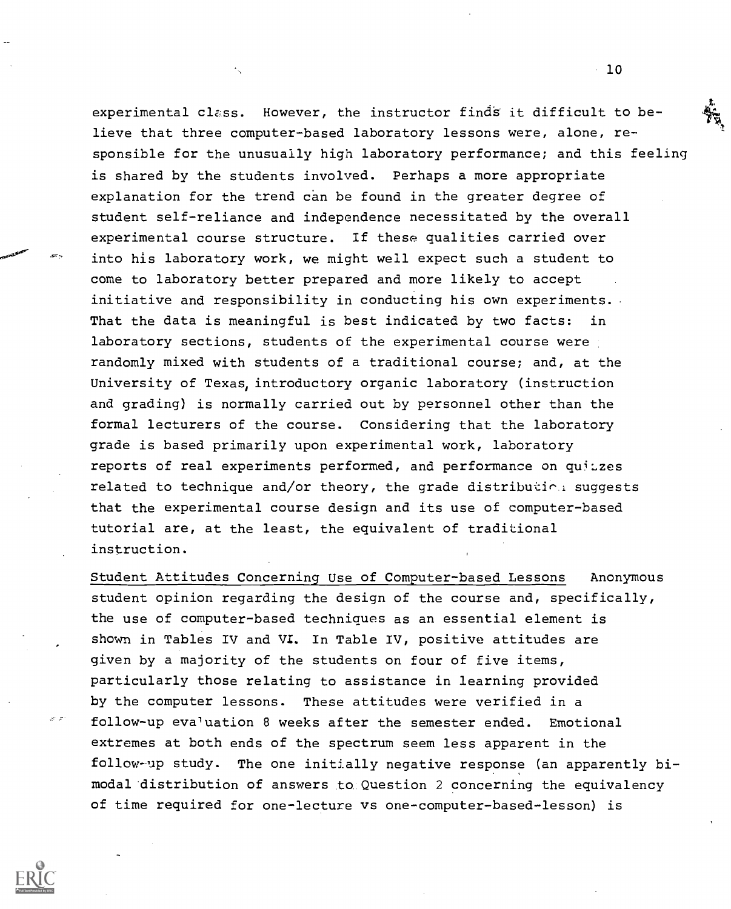experimental class. However, the instructor finds it difficult to believe that three computer-based laboratory lessons were, alone, responsible for the unusually high laboratory performance; and this feeling is shared by the students involved. Perhaps a more appropriate explanation for the trend can be found in the greater degree of student self-reliance and independence necessitated by the overall experimental course structure. If these qualities carried over into his laboratory work, we might well expect such a student to come to laboratory better prepared and more likely to accept initiative and responsibility in conducting his own experiments. That the data is meaningful is best indicated by two facts: in laboratory sections, students of the experimental course were randomly mixed with students of a traditional course; and, at the University of Texas, introductory organic laboratory (instruction and grading) is normally carried out by personnel other than the formal lecturers of the course. Considering that the laboratory grade is based primarily upon experimental work, laboratory reports of real experiments performed, and performance on quizzes related to technique and/or theory, the grade distribution suggests that the experimental course design and its use of computer-based tutorial are, at the least, the equivalent of traditional instruction.

<u>Student Attitudes Concerning Use of Computer-based Lessons</u> Anonymous student opinion regarding the design of the course and, specifically, the use of computer-based techniques as an essential element is shown in Tables IV and VI. In Table IV, positive attitudes are given by a majority of the students on four of five items, particularly those relating to assistance in learning provided by the computer lessons. These attitudes were verified in a follow-up evaluation 8 weeks after the semester ended. Emotional extremes at both ends of the spectrum seem less apparent in the follow-up study. The one initially negative response (an apparently bimodal distribution of answers to Question 2 concerning the equivalency of time required for one-lecture vs one-computer-based-lesson) is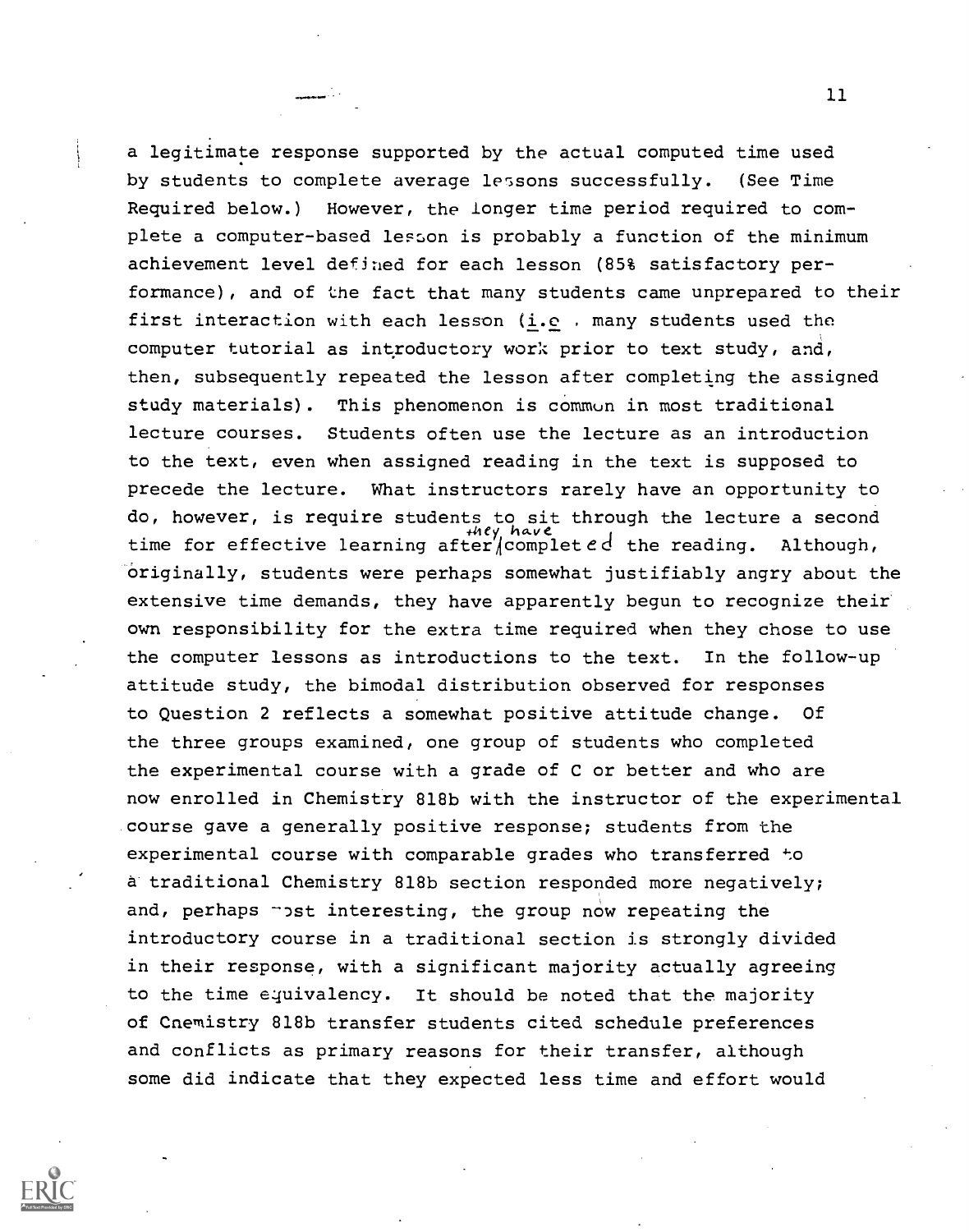a legitimate response supported by the actual computed time used by students to complete average lessons successfully. (See Time Required below.) However, the longer time period required to complete a computer-based lesson is probably a function of the minimum achievement level defined for each lesson (85% satisfactory performance), and of the fact that many students came unprepared to their first interaction with each lesson (i.e., many students used the computer tutorial as introductory work prior to text study, and, then, subsequently repeated the lesson after completing the assigned study materials). This phenomenon is common in most traditional lecture courses. Students often use the lecture as an introduction to the text, even when assigned reading in the text is supposed to precede the lecture. What instructors rarely have an opportunity to do, however, is require students to sit through the lecture a second time for effective learning after they have completed the reading. Although, originally, students were perhaps somewhat justifiably angry about the extensive time demands, they have apparently begun to recognize their own responsibility for the extra time required when they chose to use the computer lessons as introductions to the text. In the follow-up attitude study, the bimodal distribution observed for responses to Question 2 reflects a somewhat positive attitude change. Of the three groups examined, one group of students who completed the experimental course with a grade of C or better and who are now enrolled in Chemistry 818b with the instructor of the experimental course gave a generally positive response; students from the experimental course with comparable grades who transferred to a traditional Chemistry 818b section responded more negatively; and, perhaps most interesting, the group now repeating the introductory course in a traditional section is strongly divided in their response, with a significant majority actually agreeing to the time equivalency. It should be noted that the majority of Chemistry 818b transfer students cited schedule preferences and conflicts as primary reasons for their transfer, although some did indicate that they expected less time and effort would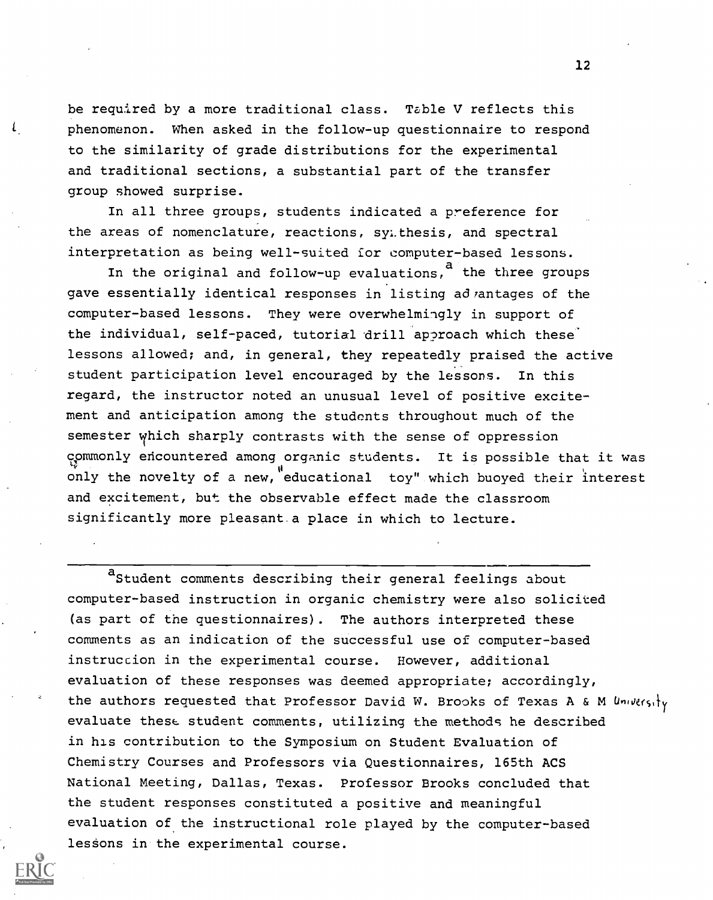be required by a more traditional class. Table V reflects this phenomenon. When asked in the follow-up questionnaire to respond to the similarity of grade distributions for the experimental and traditional sections, a substantial part of the transfer group showed surprise.

In all three groups, students indicated a preference for the areas of nomenclature, reactions, synthesis, and spectral interpretation as being well-suited for computer-based lessons.

In the original and follow-up evaluations,[a] the three groups gave essentially identical responses in listing advantages of the computer-based lessons. They were overwhelmingly in support of the individual, self-paced, tutorial drill approach which these lessons allowed; and, in general, they repeatedly praised the active student participation level encouraged by the lessons. In this regard, the instructor noted an unusual level of positive excitement and anticipation among the students throughout much of the semester which sharply contrasts with the sense of oppression commonly encountered among organic students. It is possible that it was only the novelty of a new, "educational toy" which buoyed their interest and excitement, but the observable effect made the classroom significantly more pleasant a place in which to lecture.

---

[a]Student comments describing their general feelings about computer-based instruction in organic chemistry were also solicited (as part of the questionnaires). The authors interpreted these comments as an indication of the successful use of computer-based instruction in the experimental course. However, additional evaluation of these responses was deemed appropriate; accordingly, the authors requested that Professor David W. Brooks of Texas A & M University evaluate these student comments, utilizing the methods he described in his contribution to the Symposium on Student Evaluation of Chemistry Courses and Professors via Questionnaires, 165th ACS National Meeting, Dallas, Texas. Professor Brooks concluded that the student responses constituted a positive and meaningful evaluation of the instructional role played by the computer-based lessons in the experimental course.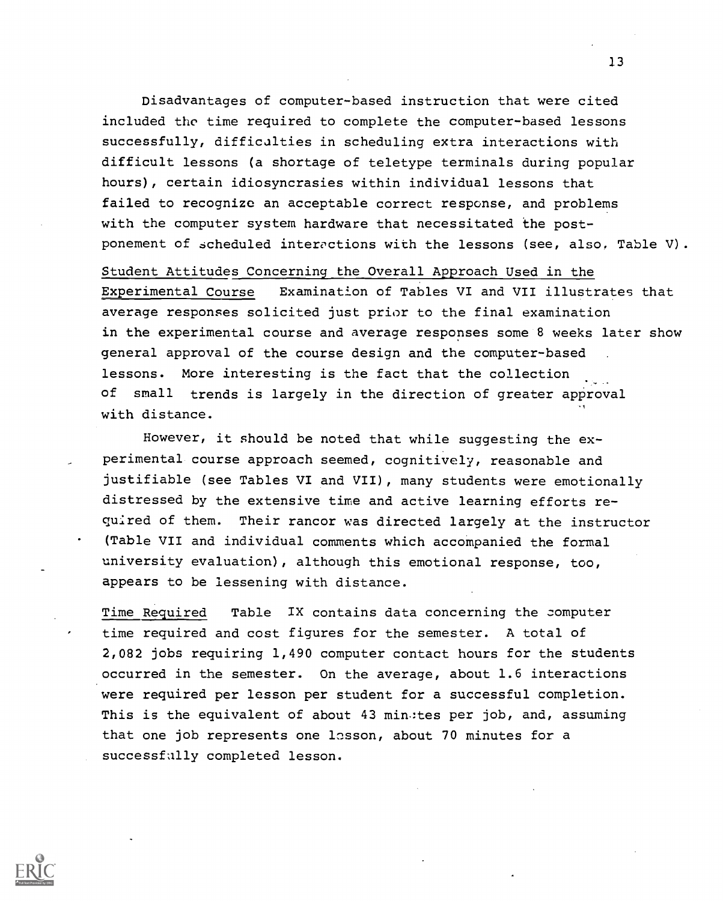Disadvantages of computer-based instruction that were cited included the time required to complete the computer-based lessons successfully, difficulties in scheduling extra interactions with difficult lessons (a shortage of teletype terminals during popular hours), certain idiosyncrasies within individual lessons that failed to recognize an acceptable correct response, and problems with the computer system hardware that necessitated the postponement of scheduled interactions with the lessons (see, also, Table V).

Student Attitudes Concerning the Overall Approach Used in the Experimental Course  Examination of Tables VI and VII illustrates that average responses solicited just prior to the final examination in the experimental course and average responses some 8 weeks later show general approval of the course design and the computer-based lessons. More interesting is the fact that the collection of small trends is largely in the direction of greater approval with distance.

However, it should be noted that while suggesting the experimental course approach seemed, cognitively, reasonable and justifiable (see Tables VI and VII), many students were emotionally distressed by the extensive time and active learning efforts required of them. Their rancor was directed largely at the instructor (Table VII and individual comments which accompanied the formal university evaluation), although this emotional response, too, appears to be lessening with distance.

Time Required  Table IX contains data concerning the computer time required and cost figures for the semester. A total of 2,082 jobs requiring 1,490 computer contact hours for the students occurred in the semester. On the average, about 1.6 interactions were required per lesson per student for a successful completion. This is the equivalent of about 43 minutes per job, and, assuming that one job represents one lesson, about 70 minutes for a successfully completed lesson.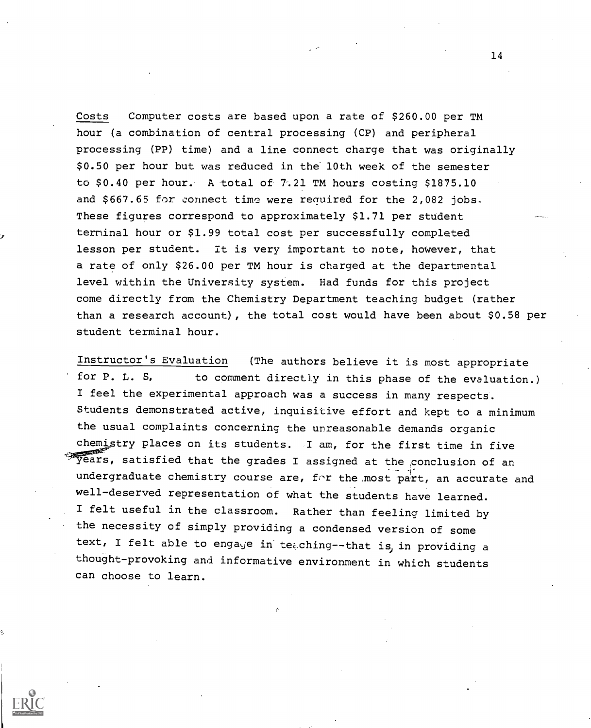Costs  Computer costs are based upon a rate of $260.00 per TM hour (a combination of central processing (CP) and peripheral processing (PP) time) and a line connect charge that was originally $0.50 per hour but was reduced in the 10th week of the semester to $0.40 per hour. A total of 7.21 TM hours costing $1875.10 and $667.65 for connect time were required for the 2,082 jobs. These figures correspond to approximately $1.71 per student terminal hour or $1.99 total cost per successfully completed lesson per student. It is very important to note, however, that a rate of only $26.00 per TM hour is charged at the departmental level within the University system. Had funds for this project come directly from the Chemistry Department teaching budget (rather than a research account), the total cost would have been about $0.58 per student terminal hour.

Instructor's Evaluation  (The authors believe it is most appropriate for P. L. S, to comment directly in this phase of the evaluation.) I feel the experimental approach was a success in many respects. Students demonstrated active, inquisitive effort and kept to a minimum the usual complaints concerning the unreasonable demands organic chemistry places on its students. I am, for the first time in five years, satisfied that the grades I assigned at the conclusion of an undergraduate chemistry course are, for the most part, an accurate and well-deserved representation of what the students have learned. I felt useful in the classroom. Rather than feeling limited by the necessity of simply providing a condensed version of some text, I felt able to engage in teaching--that is, in providing a thought-provoking and informative environment in which students can choose to learn.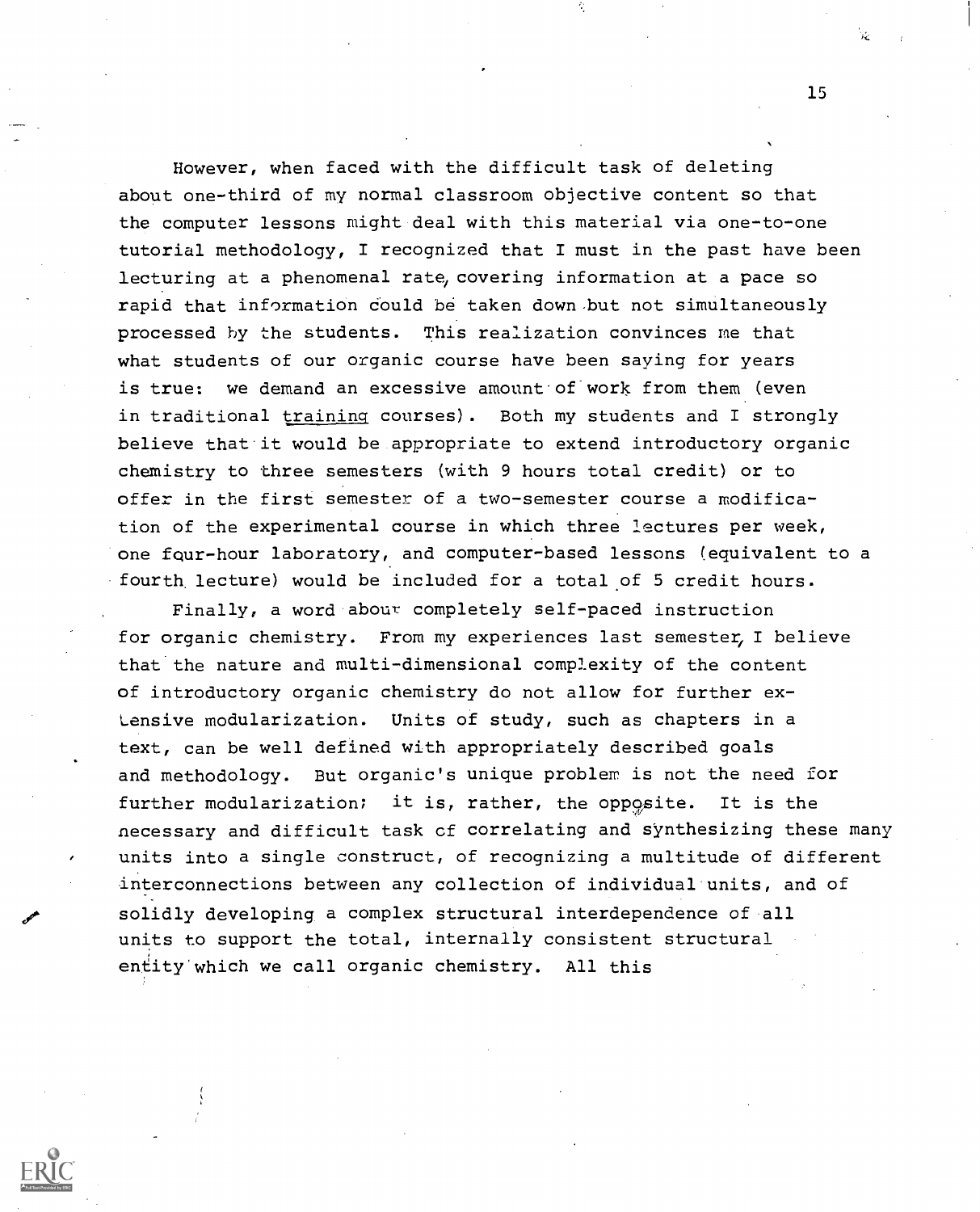However, when faced with the difficult task of deleting about one-third of my normal classroom objective content so that the computer lessons might deal with this material via one-to-one tutorial methodology, I recognized that I must in the past have been lecturing at a phenomenal rate, covering information at a pace so rapid that information could be taken down but not simultaneously processed by the students. This realization convinces me that what students of our organic course have been saying for years is true: we demand an excessive amount of work from them (even in traditional training courses). Both my students and I strongly believe that it would be appropriate to extend introductory organic chemistry to three semesters (with 9 hours total credit) or to offer in the first semester of a two-semester course a modification of the experimental course in which three lectures per week, one four-hour laboratory, and computer-based lessons (equivalent to a fourth lecture) would be included for a total of 5 credit hours.

Finally, a word about completely self-paced instruction for organic chemistry. From my experiences last semester, I believe that the nature and multi-dimensional complexity of the content of introductory organic chemistry do not allow for further extensive modularization. Units of study, such as chapters in a text, can be well defined with appropriately described goals and methodology. But organic's unique problem is not the need for further modularization; it is, rather, the opposite. It is the necessary and difficult task of correlating and synthesizing these many units into a single construct, of recognizing a multitude of different interconnections between any collection of individual units, and of solidly developing a complex structural interdependence of all units to support the total, internally consistent structural entity which we call organic chemistry. All this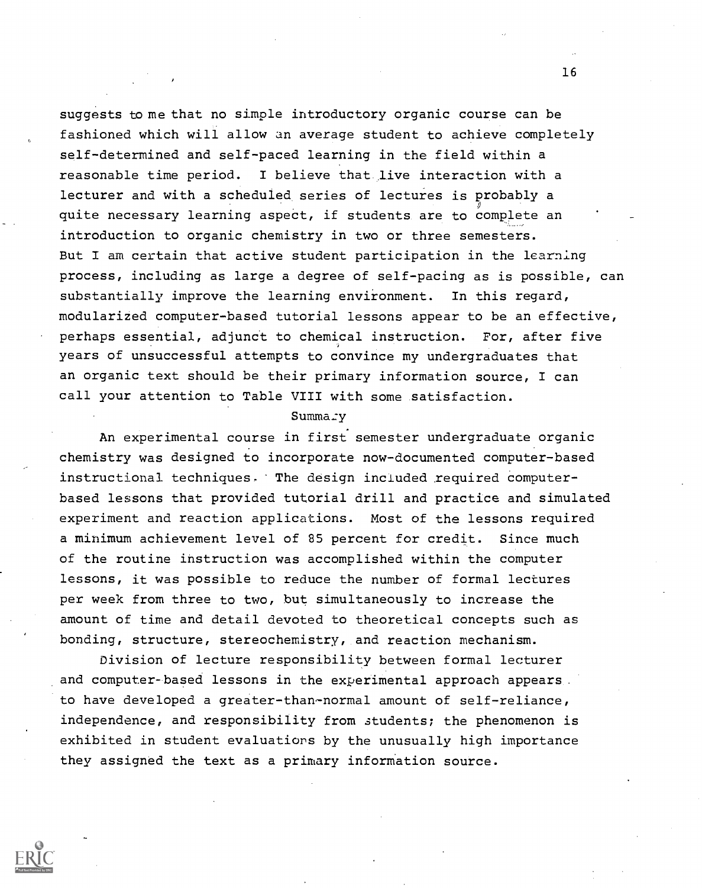suggests to me that no simple introductory organic course can be fashioned which will allow an average student to achieve completely self-determined and self-paced learning in the field within a reasonable time period. I believe that live interaction with a lecturer and with a scheduled series of lectures is probably a quite necessary learning aspect, if students are to complete an introduction to organic chemistry in two or three semesters. But I am certain that active student participation in the learning process, including as large a degree of self-pacing as is possible, can substantially improve the learning environment. In this regard, modularized computer-based tutorial lessons appear to be an effective, perhaps essential, adjunct to chemical instruction. For, after five years of unsuccessful attempts to convince my undergraduates that an organic text should be their primary information source, I can call your attention to Table VIII with some satisfaction.

## Summary

An experimental course in first semester undergraduate organic chemistry was designed to incorporate now-documented computer-based instructional techniques. The design included required computer-based lessons that provided tutorial drill and practice and simulated experiment and reaction applications. Most of the lessons required a minimum achievement level of 85 percent for credit. Since much of the routine instruction was accomplished within the computer lessons, it was possible to reduce the number of formal lectures per week from three to two, but simultaneously to increase the amount of time and detail devoted to theoretical concepts such as bonding, structure, stereochemistry, and reaction mechanism.

Division of lecture responsibility between formal lecturer and computer-based lessons in the experimental approach appears to have developed a greater-than-normal amount of self-reliance, independence, and responsibility from students; the phenomenon is exhibited in student evaluations by the unusually high importance they assigned the text as a primary information source.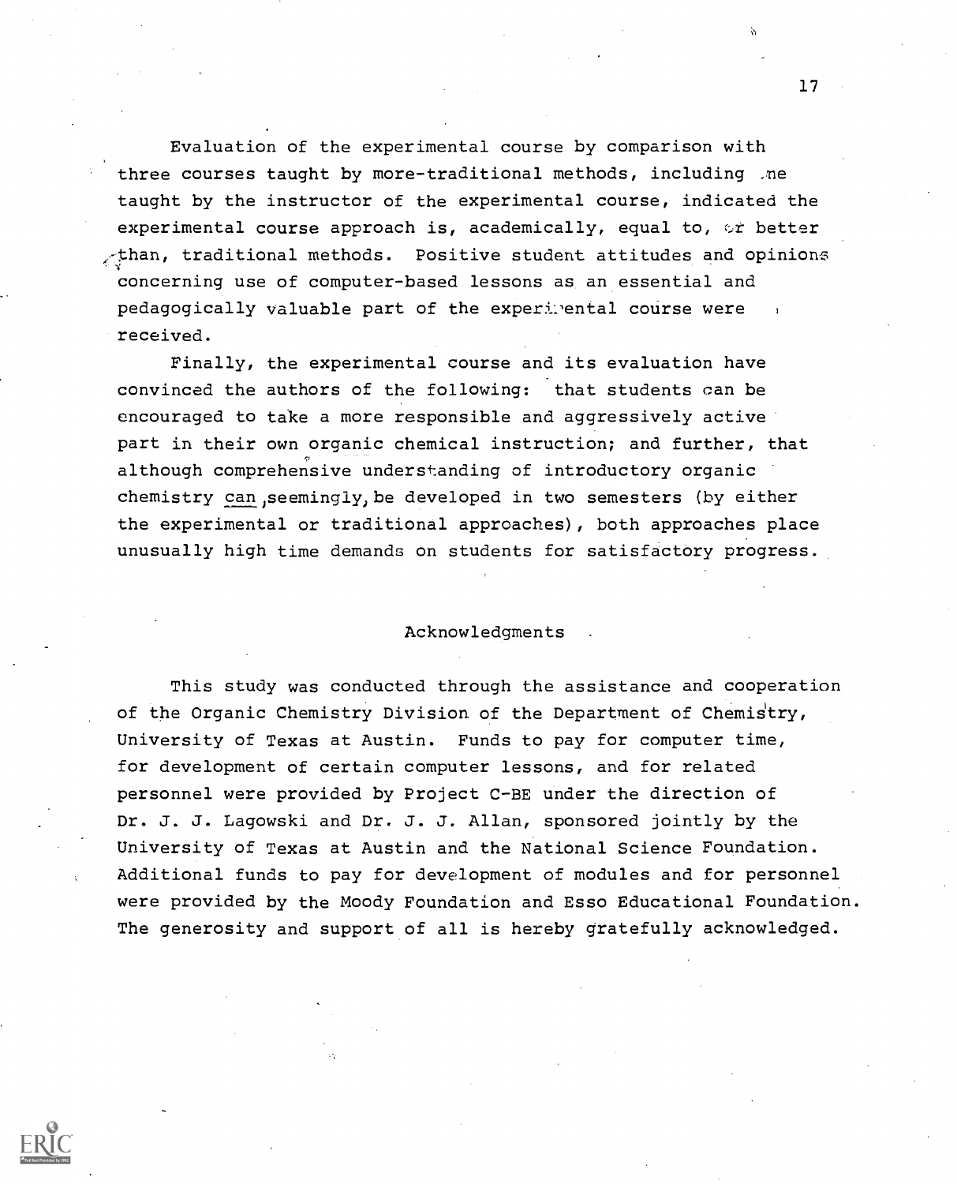Evaluation of the experimental course by comparison with three courses taught by more-traditional methods, including one taught by the instructor of the experimental course, indicated the experimental course approach is, academically, equal to, or better than, traditional methods. Positive student attitudes and opinions concerning use of computer-based lessons as an essential and pedagogically valuable part of the experimental course were received.

Finally, the experimental course and its evaluation have convinced the authors of the following: that students can be encouraged to take a more responsible and aggressively active part in their own organic chemical instruction; and further, that although comprehensive understanding of introductory organic chemistry <u>can</u>, seemingly, be developed in two semesters (by either the experimental or traditional approaches), both approaches place unusually high time demands on students for satisfactory progress.

## Acknowledgments

This study was conducted through the assistance and cooperation of the Organic Chemistry Division of the Department of Chemistry, University of Texas at Austin. Funds to pay for computer time, for development of certain computer lessons, and for related personnel were provided by Project C-BE under the direction of Dr. J. J. Lagowski and Dr. J. J. Allan, sponsored jointly by the University of Texas at Austin and the National Science Foundation. Additional funds to pay for development of modules and for personnel were provided by the Moody Foundation and Esso Educational Foundation. The generosity and support of all is hereby gratefully acknowledged.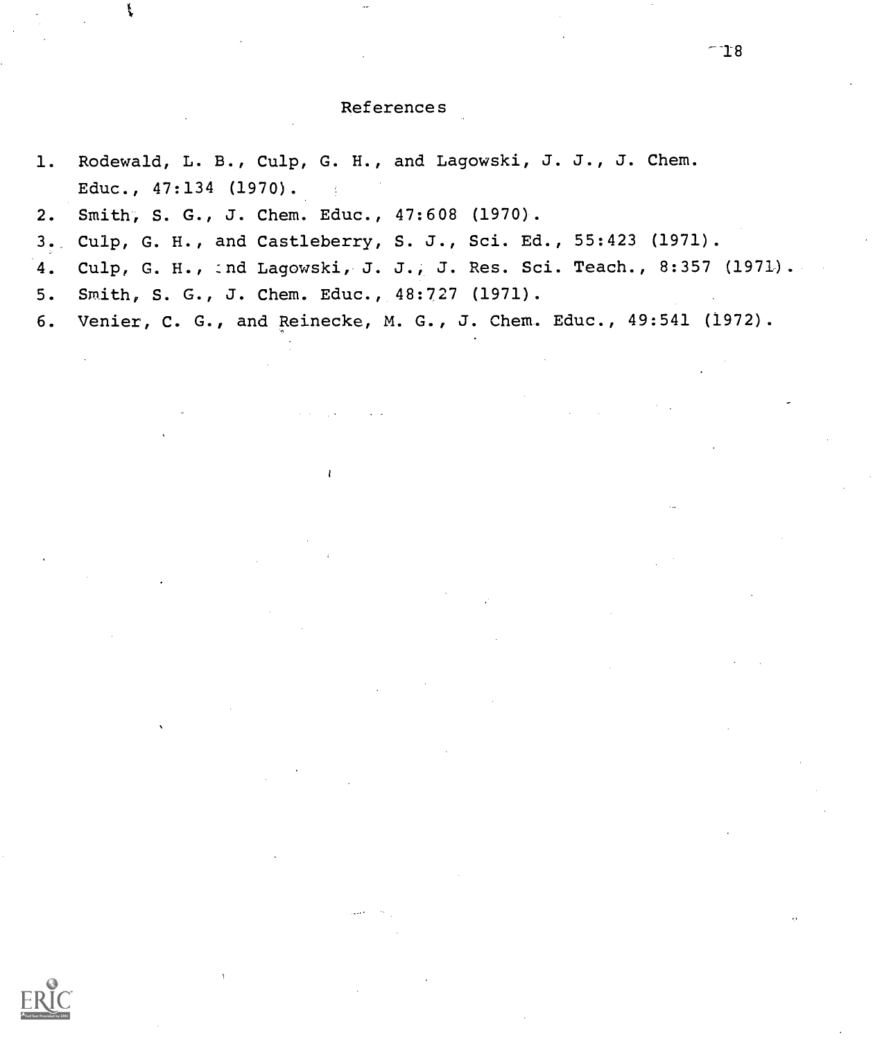## References

1. Rodewald, L. B., Culp, G. H., and Lagowski, J. J., J. Chem. Educ., 47:134 (1970).
2. Smith, S. G., J. Chem. Educ., 47:608 (1970).
3. Culp, G. H., and Castleberry, S. J., Sci. Ed., 55:423 (1971).
4. Culp, G. H., and Lagowski, J. J., J. Res. Sci. Teach., 8:357 (1971).
5. Smith, S. G., J. Chem. Educ., 48:727 (1971).
6. Venier, C. G., and Reinecke, M. G., J. Chem. Educ., 49:541 (1972).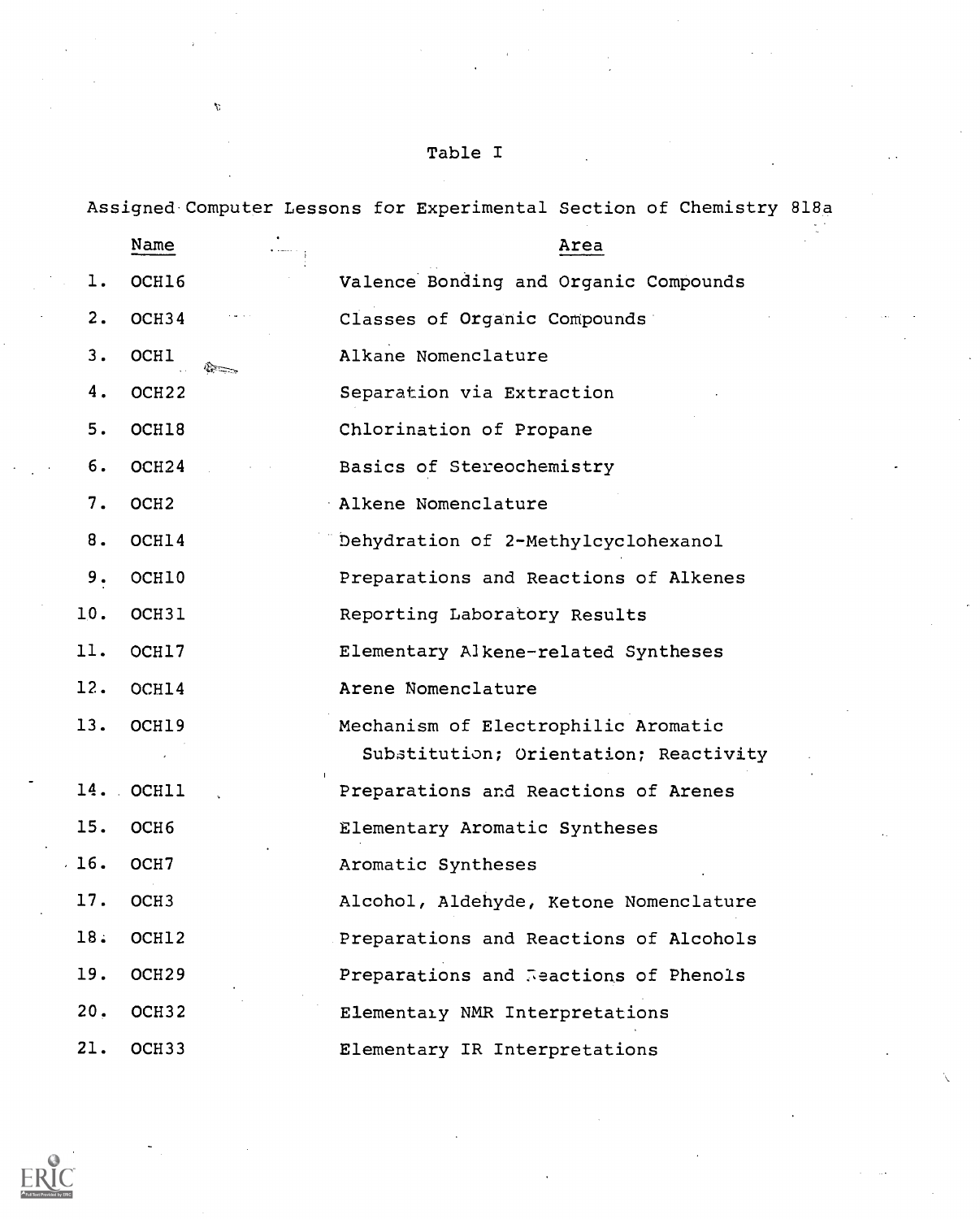Table I

Assigned Computer Lessons for Experimental Section of Chemistry 818a

| | Name | Area |
|---|---|---|
| 1. | OCH16 | Valence Bonding and Organic Compounds |
| 2. | OCH34 | Classes of Organic Compounds |
| 3. | OCH1 | Alkane Nomenclature |
| 4. | OCH22 | Separation via Extraction |
| 5. | OCH18 | Chlorination of Propane |
| 6. | OCH24 | Basics of Stereochemistry |
| 7. | OCH2 | Alkene Nomenclature |
| 8. | OCH14 | Dehydration of 2-Methylcyclohexanol |
| 9. | OCH10 | Preparations and Reactions of Alkenes |
| 10. | OCH31 | Reporting Laboratory Results |
| 11. | OCH17 | Elementary Alkene-related Syntheses |
| 12. | OCH14 | Arene Nomenclature |
| 13. | OCH19 | Mechanism of Electrophilic Aromatic Substitution; Orientation; Reactivity |
| 14. | OCH11 | Preparations and Reactions of Arenes |
| 15. | OCH6 | Elementary Aromatic Syntheses |
| 16. | OCH7 | Aromatic Syntheses |
| 17. | OCH3 | Alcohol, Aldehyde, Ketone Nomenclature |
| 18. | OCH12 | Preparations and Reactions of Alcohols |
| 19. | OCH29 | Preparations and Reactions of Phenols |
| 20. | OCH32 | Elementary NMR Interpretations |
| 21. | OCH33 | Elementary IR Interpretations |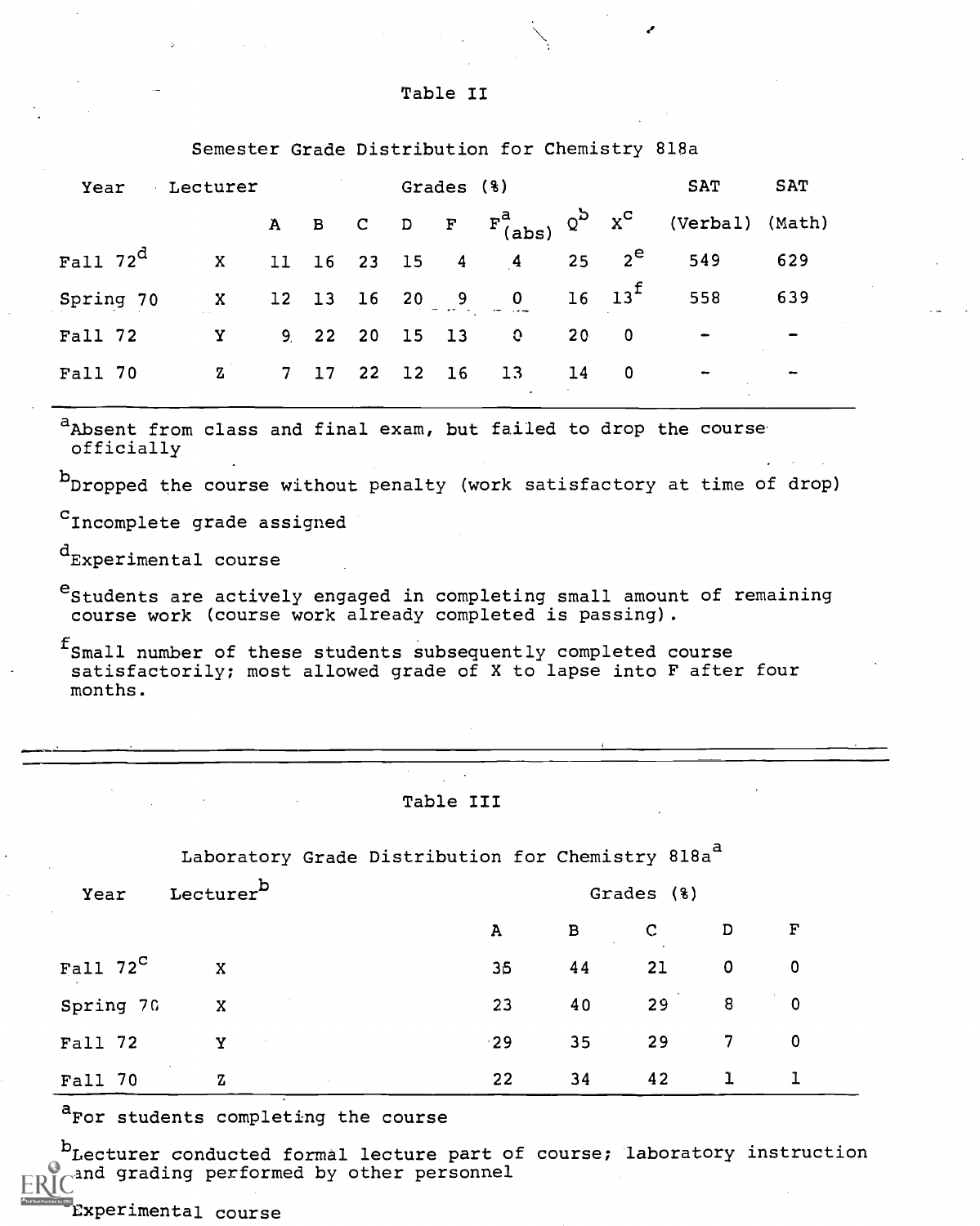Table II

Semester Grade Distribution for Chemistry 818a

| Year | Lecturer | Grades (%) | | | | | | | | SAT | SAT |
|---|---|---|---|---|---|---|---|---|---|---|---|
| | | A | B | C | D | F | $F^{a}_{(abs)}$ | $Q^{b}$ | $X^{c}$ | (Verbal) | (Math) |
| Fall 72[d] | X | 11 | 16 | 23 | 15 | 4 | 4 | 25 | 2[e] | 549 | 629 |
| Spring 70 | X | 12 | 13 | 16 | 20 | 9 | 0 | 16 | 13[f] | 558 | 639 |
| Fall 72 | Y | 9 | 22 | 20 | 15 | 13 | 0 | 20 | 0 | - | - |
| Fall 70 | Z | 7 | 17 | 22 | 12 | 16 | 13 | 14 | 0 | - | - |

[a]Absent from class and final exam, but failed to drop the course officially

[b]Dropped the course without penalty (work satisfactory at time of drop)

[c]Incomplete grade assigned

[d]Experimental course

[e]Students are actively engaged in completing small amount of remaining course work (course work already completed is passing).

[f]Small number of these students subsequently completed course satisfactorily; most allowed grade of X to lapse into F after four months.

Table III

Laboratory Grade Distribution for Chemistry 818a[a]

| Year | Lecturer[b] | Grades (%) | | | | |
|---|---|---|---|---|---|---|
| | | A | B | C | D | F |
| Fall 72[c] | X | 35 | 44 | 21 | 0 | 0 |
| Spring 70 | X | 23 | 40 | 29 | 8 | 0 |
| Fall 72 | Y | 29 | 35 | 29 | 7 | 0 |
| Fall 70 | Z | 22 | 34 | 42 | 1 | 1 |

[a]For students completing the course

[b]Lecturer conducted formal lecture part of course; laboratory instruction and grading performed by other personnel

[c]Experimental course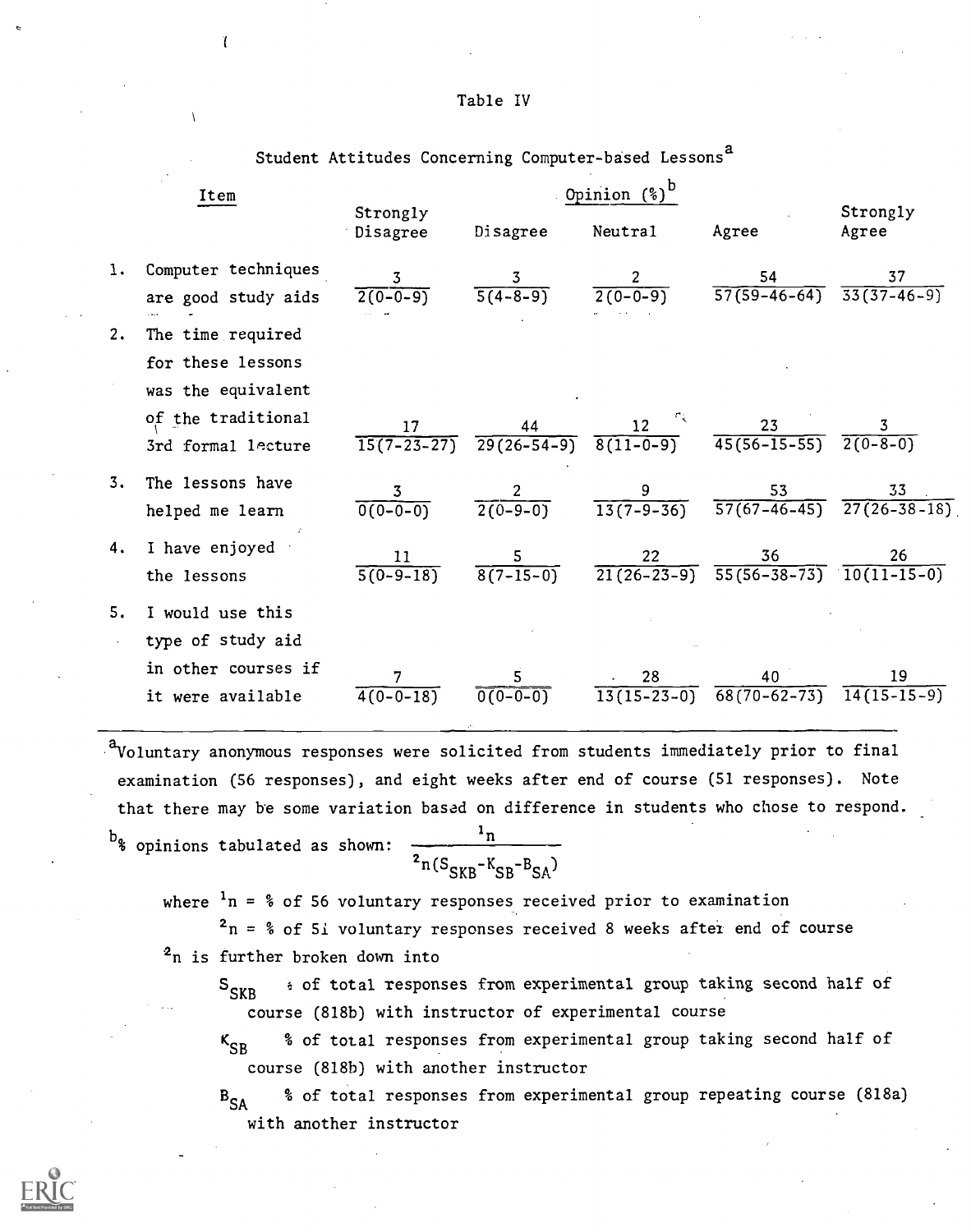Table IV

Student Attitudes Concerning Computer-based Lessons[a]

| Item | Opinion (%)[b] | | | | |
|---|---|---|---|---|---|
| | Strongly Disagree | Disagree | Neutral | Agree | Strongly Agree |
| 1. Computer techniques are good study aids | 3 / 2(0-0-9) | 3 / 5(4-8-9) | 2 / 2(0-0-9) | 54 / 57(59-46-64) | 37 / 33(37-46-9) |
| 2. The time required for these lessons was the equivalent of the traditional 3rd formal lecture | 17 / 15(7-23-27) | 44 / 29(26-54-9) | 12 / 8(11-0-9) | 23 / 45(56-15-55) | 3 / 2(0-8-0) |
| 3. The lessons have helped me learn | 3 / 0(0-0-0) | 2 / 2(0-9-0) | 9 / 13(7-9-36) | 53 / 57(67-46-45) | 33 / 27(26-38-18) |
| 4. I have enjoyed the lessons | 11 / 5(0-9-18) | 5 / 8(7-15-0) | 22 / 21(26-23-9) | 36 / 55(56-38-73) | 26 / 10(11-15-0) |
| 5. I would use this type of study aid in other courses if it were available | 7 / 4(0-0-18) | 5 / 0(0-0-0) | 28 / 13(15-23-0) | 40 / 68(70-62-73) | 19 / 14(15-15-9) |

[a]Voluntary anonymous responses were solicited from students immediately prior to final examination (56 responses), and eight weeks after end of course (51 responses). Note that there may be some variation based on difference in students who chose to respond.

[b]% opinions tabulated as shown: $\frac{{}^{1}n}{{}^{2}n(S_{SKB}-K_{SB}-B_{SA})}$

where ${}^{1}n$ = % of 56 voluntary responses received prior to examination

${}^{2}n$ = % of 51 voluntary responses received 8 weeks after end of course

${}^{2}n$ is further broken down into

$S_{SKB}$ % of total responses from experimental group taking second half of course (818b) with instructor of experimental course

$K_{SB}$ % of total responses from experimental group taking second half of course (818b) with another instructor

$B_{SA}$ % of total responses from experimental group repeating course (818a) with another instructor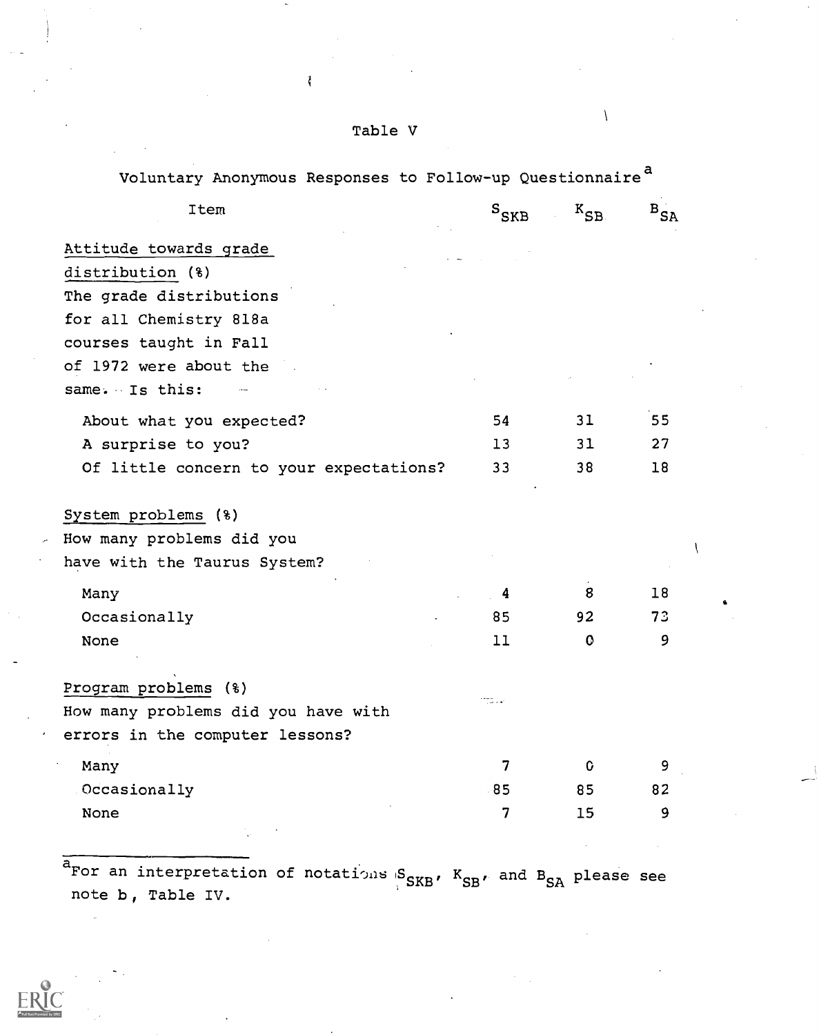Table V

Voluntary Anonymous Responses to Follow-up Questionnaire[a]

| Item | $S_{SKB}$ | $K_{SB}$ | $B_{SA}$ |
|---|---|---|---|
| Attitude towards grade distribution (%) | | | |
| The grade distributions for all Chemistry 818a courses taught in Fall of 1972 were about the same. Is this: | | | |
| About what you expected? | 54 | 31 | 55 |
| A surprise to you? | 13 | 31 | 27 |
| Of little concern to your expectations? | 33 | 38 | 18 |
| System problems (%) | | | |
| How many problems did you have with the Taurus System? | | | |
| Many | 4 | 8 | 18 |
| Occasionally | 85 | 92 | 73 |
| None | 11 | 0 | 9 |
| Program problems (%) | | | |
| How many problems did you have with errors in the computer lessons? | | | |
| Many | 7 | 0 | 9 |
| Occasionally | 85 | 85 | 82 |
| None | 7 | 15 | 9 |

[a]For an interpretation of notations $S_{SKB}$, $K_{SB}$, and $B_{SA}$ please see note b, Table IV.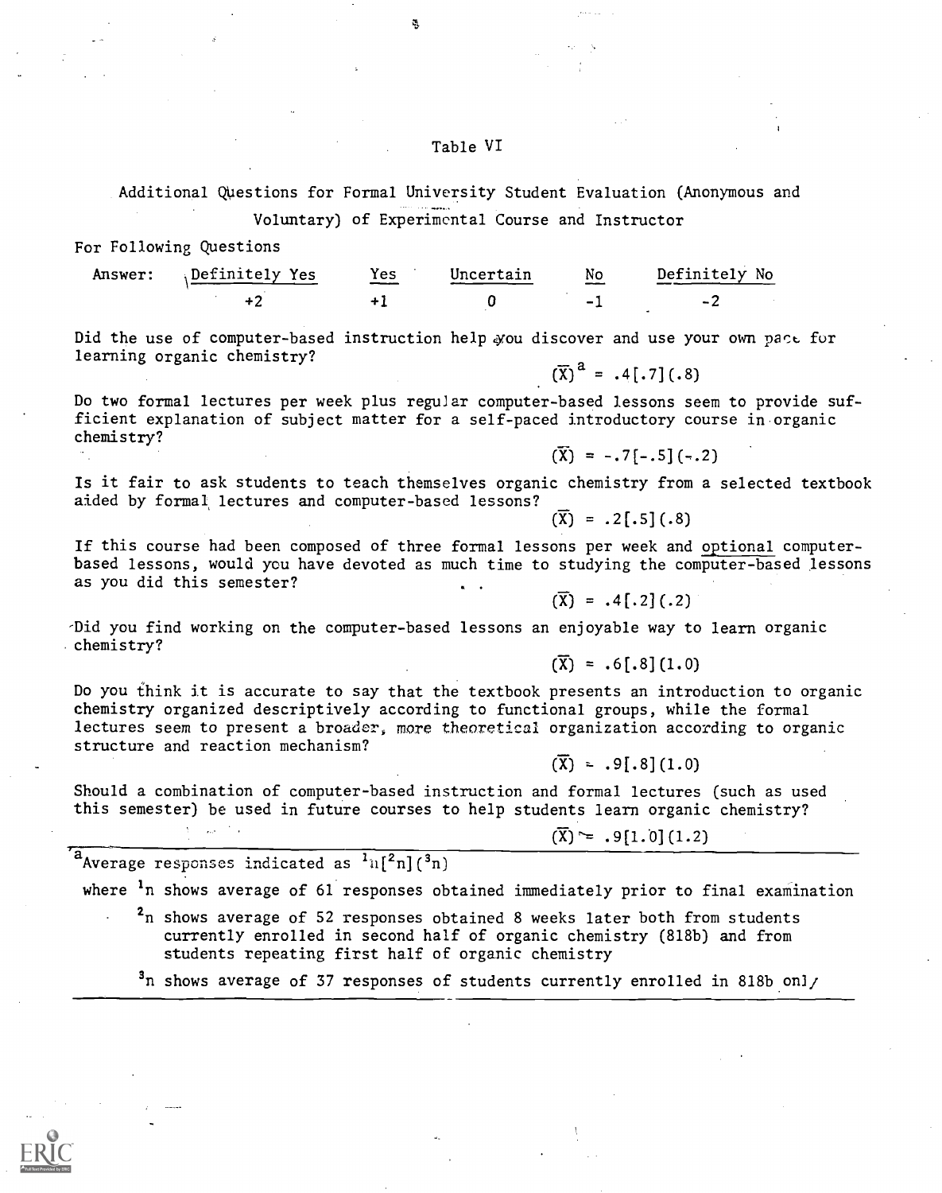# Table VI

Additional Questions for Formal University Student Evaluation (Anonymous and Voluntary) of Experimental Course and Instructor

For Following Questions

| Answer: | Definitely Yes | Yes | Uncertain | No | Definitely No |
|---|---|---|---|---|---|
| | +2 | +1 | 0 | -1 | -2 |

Did the use of computer-based instruction help you discover and use your own pace for learning organic chemistry?

$(\overline{X})^a$ = .4[.7](.8)

Do two formal lectures per week plus regular computer-based lessons seem to provide sufficient explanation of subject matter for a self-paced introductory course in organic chemistry?

$(\overline{X})$ = -.7[-.5](-.2)

Is it fair to ask students to teach themselves organic chemistry from a selected textbook aided by formal lectures and computer-based lessons?

$(\overline{X})$ = .2[.5](.8)

If this course had been composed of three formal lessons per week and <u>optional</u> computer-based lessons, would you have devoted as much time to studying the computer-based lessons as you did this semester?

$(\overline{X})$ = .4[.2](.2)

Did you find working on the computer-based lessons an enjoyable way to learn organic chemistry?

$(\overline{X})$ = .6[.8](1.0)

Do you think it is accurate to say that the textbook presents an introduction to organic chemistry organized descriptively according to functional groups, while the formal lectures seem to present a broader, more theoretical organization according to organic structure and reaction mechanism?

$(\overline{X}) \approx$ .9[.8](1.0)

Should a combination of computer-based instruction and formal lectures (such as used this semester) be used in future courses to help students learn organic chemistry?

$(\overline{X}) \approx$ .9[1.0](1.2)

---

[a]Average responses indicated as $^1n[^2n](^3n)$

where $^1n$ shows average of 61 responses obtained immediately prior to final examination

$^2n$ shows average of 52 responses obtained 8 weeks later both from students currently enrolled in second half of organic chemistry (818b) and from students repeating first half of organic chemistry

$^3n$ shows average of 37 responses of students currently enrolled in 818b only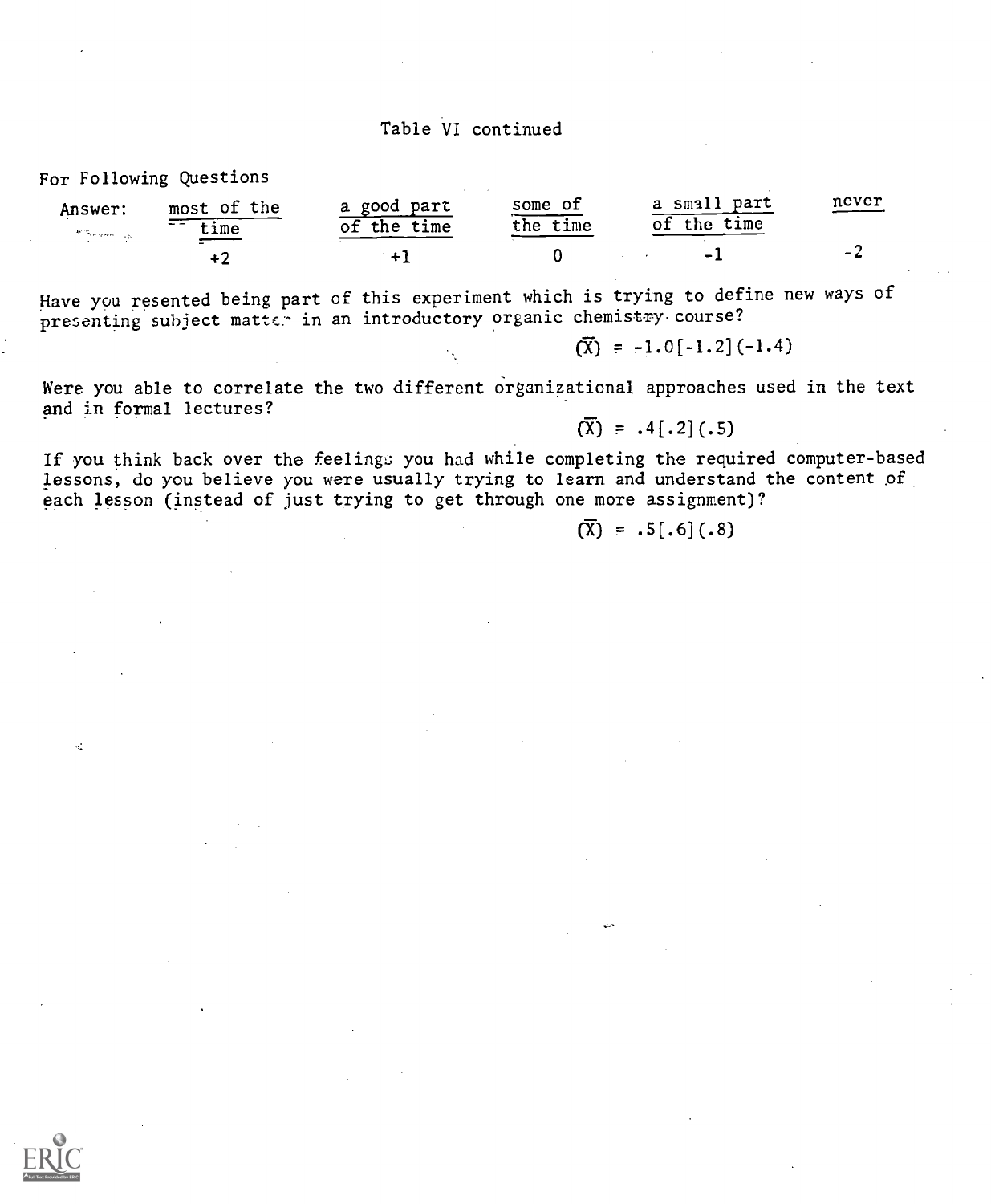Table VI continued

For Following Questions

| Answer: | most of the time | a good part of the time | some of the time | a small part of the time | never |
|---|---|---|---|---|---|
| | +2 | +1 | 0 | -1 | -2 |

Have you resented being part of this experiment which is trying to define new ways of presenting subject matter in an introductory organic chemistry course?

$(\overline{X})$ = -1.0[-1.2](-1.4)

Were you able to correlate the two different organizational approaches used in the text and in formal lectures?

$(\overline{X})$ = .4[.2](.5)

If you think back over the feelings you had while completing the required computer-based lessons, do you believe you were usually trying to learn and understand the content of each lesson (instead of just trying to get through one more assignment)?

$(\overline{X})$ = .5[.6](.8)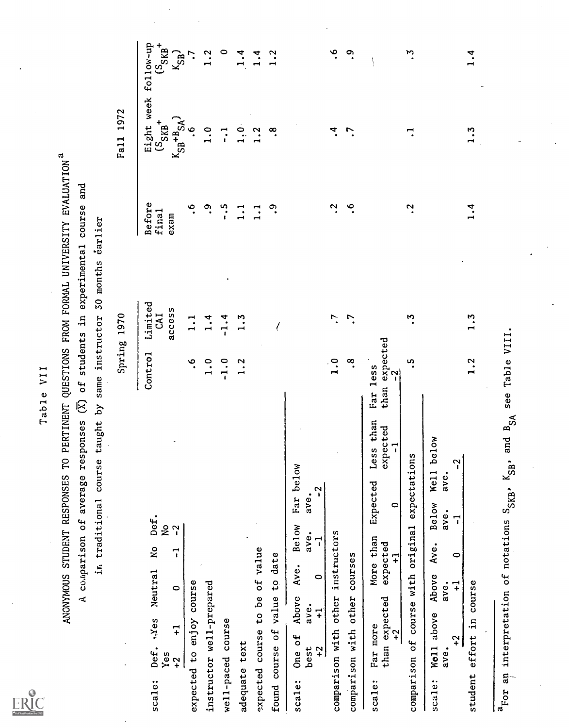Table VII

ANONYMOUS STUDENT RESPONSES TO PERTINENT QUESTIONS FROM FORMAL UNIVERSITY EVALUATION[a]

A comparison of average responses ($\bar{X}$) of students in experimental course and in traditional course taught by same instructor 30 months earlier

| | Spring 1970 | | Fall 1972 | | |
|---|---|---|---|---|---|
| | Control | Limited CAI access | Before final exam | Eight week ($S_{SKB}$+ $K_{SB}$+$B_{SA}$) | follow-up ($S_{SKB}$+ $K_{SB}$) |
| scale: Def. Yes +2 · Yes +1 · Neutral 0 · No -1 · Def. No -2 | | | | | |
| expected to enjoy course | .6 | 1.1 | .6 | .6 | .7 |
| instructor well-prepared | 1.0 | 1.4 | .9 | 1.0 | 1.2 |
| well-paced course | -1.0 | -1.4 | -.5 | -.1 | 0 |
| adequate text | 1.2 | 1.3 | 1.1 | 1.0 | 1.4 |
| expected course to be of value | | | 1.1 | 1.2 | 1.4 |
| found course of value to date | | | .9 | .8 | 1.2 |
| scale: One of best +2 · Above ave. +1 · Ave. 0 · Below ave. -1 · Far below ave. -2 | | | | | |
| comparison with other instructors | 1.0 | .7 | .2 | .4 | .6 |
| comparison with other courses | .8 | .7 | .6 | .7 | .9 |
| scale: Far more than expected +2 · More than expected +1 · Expected 0 · Less than expected -1 · Far less than expected -2 | | | | | |
| comparison of course with original expectations | .5 | .3 | .2 | .1 | .3 |
| scale: Well above ave. +2 · Above ave. +1 · Ave. 0 · Below ave. -1 · Well below ave. -2 | | | | | |
| student effort in course | 1.2 | 1.3 | 1.4 | 1.3 | 1.4 |

[a]For an interpretation of notations $S_{SKB}$, $K_{SB}$, and $B_{SA}$ see Table VIII.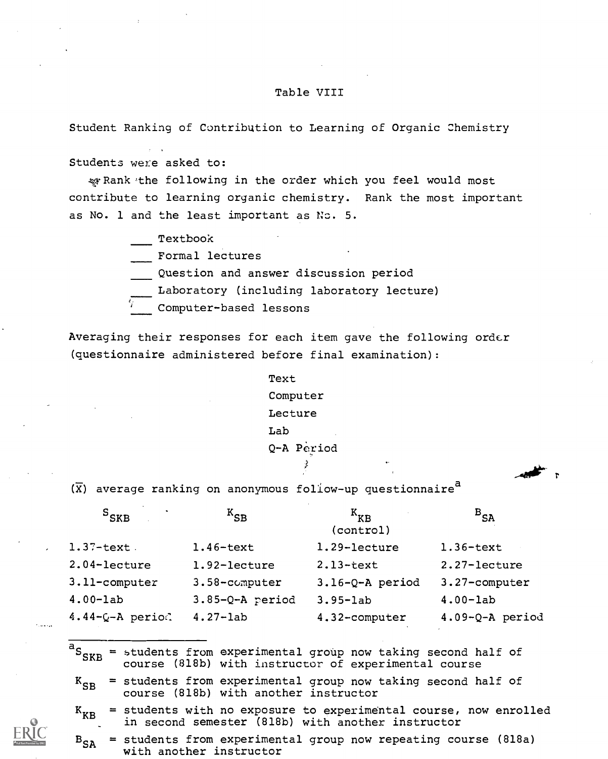# Table VIII

Student Ranking of Contribution to Learning of Organic Chemistry

Students were asked to:

Rank the following in the order which you feel would most contribute to learning organic chemistry. Rank the most important as No. 1 and the least important as No. 5.

___ Textbook
___ Formal lectures
___ Question and answer discussion period
___ Laboratory (including laboratory lecture)
___ Computer-based lessons

Averaging their responses for each item gave the following order (questionnaire administered before final examination):

Text
Computer
Lecture
Lab
Q-A Period

($\overline{X}$) average ranking on anonymous follow-up questionnaire[a]

| $S_{SKB}$ | $K_{SB}$ | $K_{KB}$ (control) | $B_{SA}$ |
|---|---|---|---|
| 1.37-text | 1.46-text | 1.29-lecture | 1.36-text |
| 2.04-lecture | 1.92-lecture | 2.13-text | 2.27-lecture |
| 3.11-computer | 3.58-computer | 3.16-Q-A period | 3.27-computer |
| 4.00-lab | 3.85-Q-A period | 3.95-lab | 4.00-lab |
| 4.44-Q-A period | 4.27-lab | 4.32-computer | 4.09-Q-A period |

[a] $S_{SKB}$ = students from experimental group now taking second half of course (818b) with instructor of experimental course

$K_{SB}$ = students from experimental group now taking second half of course (818b) with another instructor

$K_{KB}$ = students with no exposure to experimental course, now enrolled in second semester (818b) with another instructor

$B_{SA}$ = students from experimental group now repeating course (818a) with another instructor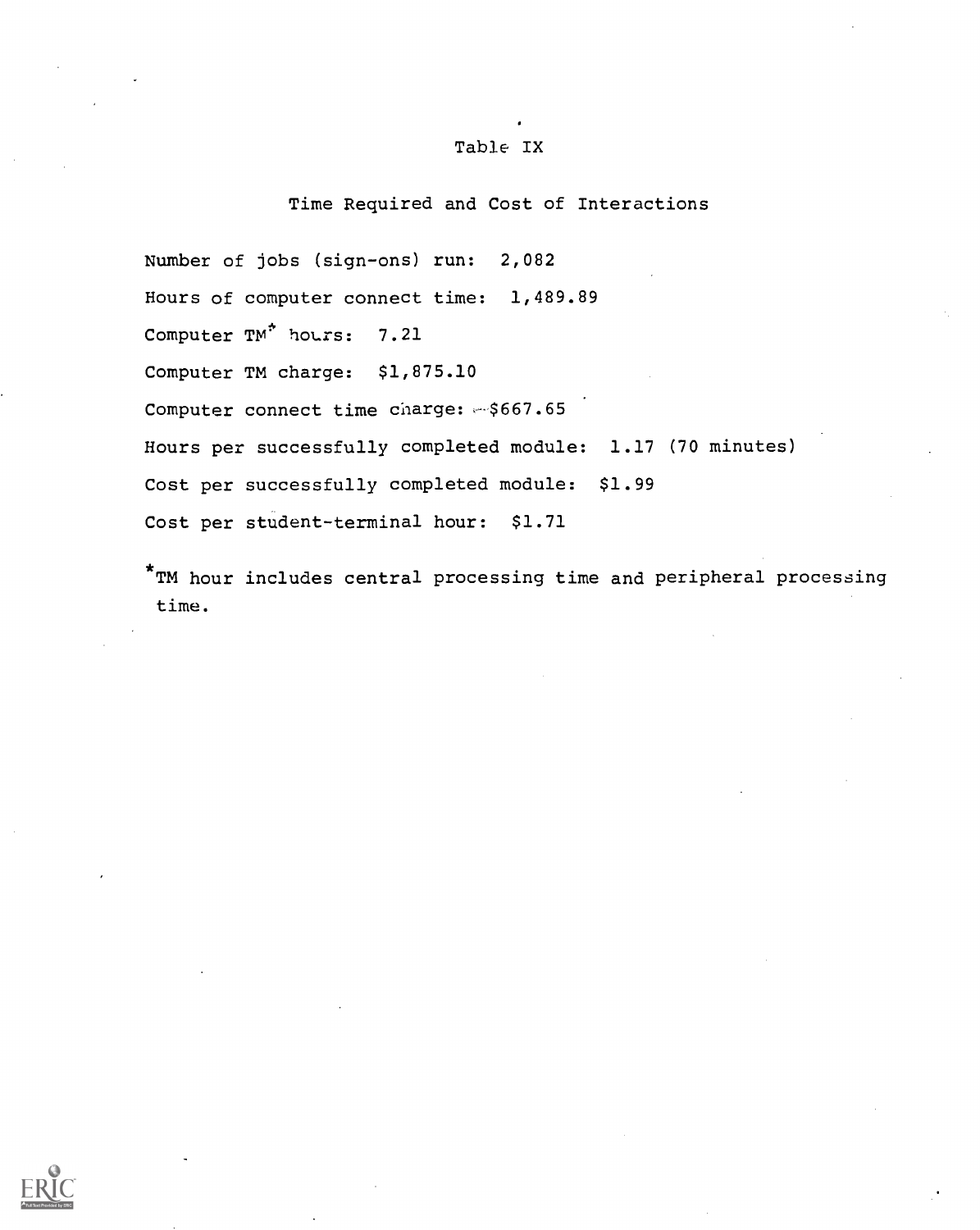Table IX

Time Required and Cost of Interactions

Number of jobs (sign-ons) run: 2,082

Hours of computer connect time: 1,489.89

Computer TM* hours: 7.21

Computer TM charge: $1,875.10

Computer connect time charge: $667.65

Hours per successfully completed module: 1.17 (70 minutes)

Cost per successfully completed module: $1.99

Cost per student-terminal hour: $1.71

*TM hour includes central processing time and peripheral processing time.